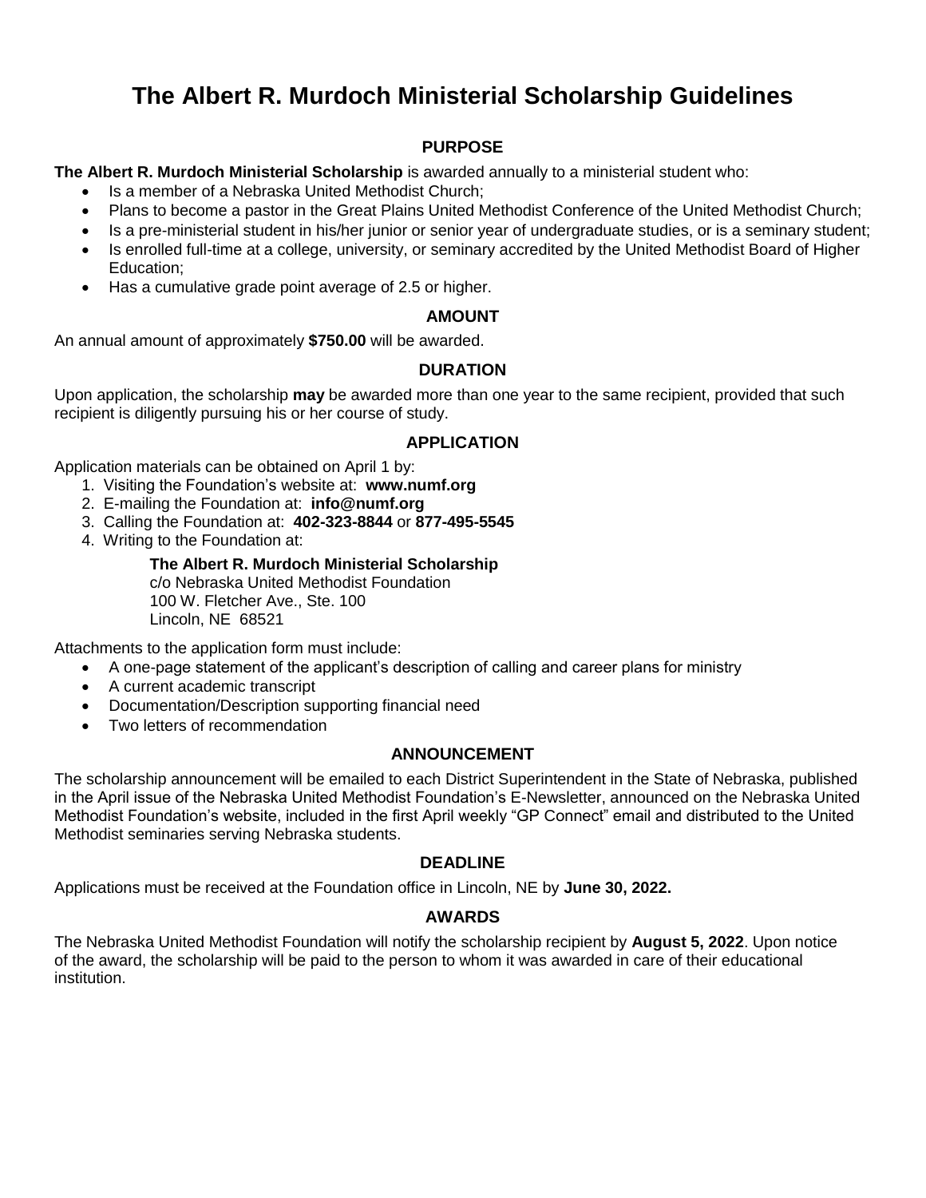# The Albert R. Murdoch Ministerial Scholarship Guidelines

## PURPOSE

**The Albert R. Murdoch Ministerial Scholarship** is awarded annually to a ministerial student who:

- Is a member of a Nebraska United Methodist Church;
- Plans to become a pastor in the Great Plains United Methodist Conference of the United Methodist Church;
- Is a pre-ministerial student in his/her junior or senior year of undergraduate studies, or is a seminary student;
- Is enrolled full-time at a college, university, or seminary accredited by the United Methodist Board of Higher Education;
- Has a cumulative grade point average of 2.5 or higher.

## AMOUNT

An annual amount of approximately **$750.00** will be awarded.

## DURATION

Upon application, the scholarship **may** be awarded more than one year to the same recipient, provided that such recipient is diligently pursuing his or her course of study.

## APPLICATION

Application materials can be obtained on April 1 by:

1. Visiting the Foundation's website at: **www.numf.org**
2. E-mailing the Foundation at: **info@numf.org**
3. Calling the Foundation at: **402-323-8844** or **877-495-5545**
4. Writing to the Foundation at:

   **The Albert R. Murdoch Ministerial Scholarship**
   c/o Nebraska United Methodist Foundation
   100 W. Fletcher Ave., Ste. 100
   Lincoln, NE 68521

Attachments to the application form must include:

- A one-page statement of the applicant's description of calling and career plans for ministry
- A current academic transcript
- Documentation/Description supporting financial need
- Two letters of recommendation

## ANNOUNCEMENT

The scholarship announcement will be emailed to each District Superintendent in the State of Nebraska, published in the April issue of the Nebraska United Methodist Foundation's E-Newsletter, announced on the Nebraska United Methodist Foundation's website, included in the first April weekly "GP Connect" email and distributed to the United Methodist seminaries serving Nebraska students.

## DEADLINE

Applications must be received at the Foundation office in Lincoln, NE by **June 30, 2022.**

## AWARDS

The Nebraska United Methodist Foundation will notify the scholarship recipient by **August 5, 2022**. Upon notice of the award, the scholarship will be paid to the person to whom it was awarded in care of their educational institution.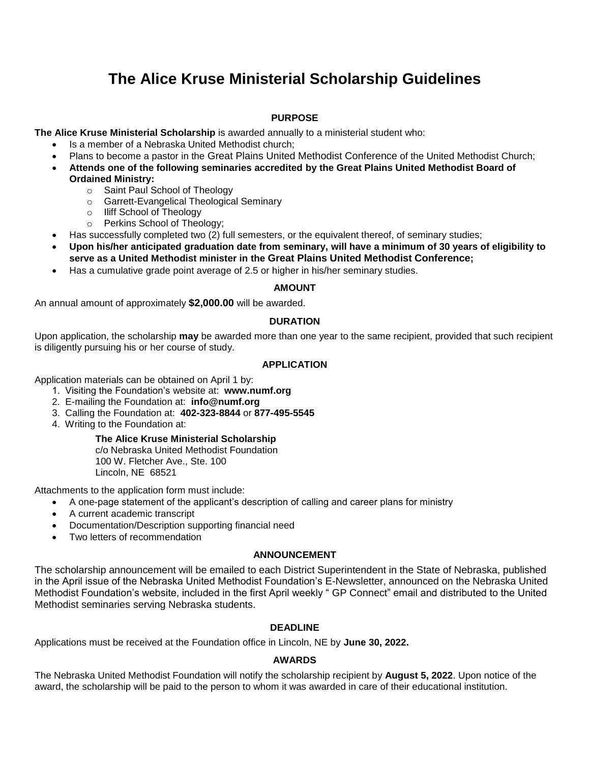# The Alice Kruse Ministerial Scholarship Guidelines

## PURPOSE

**The Alice Kruse Ministerial Scholarship** is awarded annually to a ministerial student who:

- Is a member of a Nebraska United Methodist church;
- Plans to become a pastor in the Great Plains United Methodist Conference of the United Methodist Church;
- **Attends one of the following seminaries accredited by the Great Plains United Methodist Board of Ordained Ministry:**
    - Saint Paul School of Theology
    - Garrett-Evangelical Theological Seminary
    - Iliff School of Theology
    - Perkins School of Theology;
- Has successfully completed two (2) full semesters, or the equivalent thereof, of seminary studies;
- **Upon his/her anticipated graduation date from seminary, will have a minimum of 30 years of eligibility to serve as a United Methodist minister in the Great Plains United Methodist Conference;**
- Has a cumulative grade point average of 2.5 or higher in his/her seminary studies.

## AMOUNT

An annual amount of approximately **$2,000.00** will be awarded.

## DURATION

Upon application, the scholarship **may** be awarded more than one year to the same recipient, provided that such recipient is diligently pursuing his or her course of study.

## APPLICATION

Application materials can be obtained on April 1 by:

1. Visiting the Foundation's website at: **www.numf.org**
2. E-mailing the Foundation at: **info@numf.org**
3. Calling the Foundation at: **402-323-8844** or **877-495-5545**
4. Writing to the Foundation at:

    **The Alice Kruse Ministerial Scholarship**
    c/o Nebraska United Methodist Foundation
    100 W. Fletcher Ave., Ste. 100
    Lincoln, NE 68521

Attachments to the application form must include:

- A one-page statement of the applicant's description of calling and career plans for ministry
- A current academic transcript
- Documentation/Description supporting financial need
- Two letters of recommendation

## ANNOUNCEMENT

The scholarship announcement will be emailed to each District Superintendent in the State of Nebraska, published in the April issue of the Nebraska United Methodist Foundation's E-Newsletter, announced on the Nebraska United Methodist Foundation's website, included in the first April weekly " GP Connect" email and distributed to the United Methodist seminaries serving Nebraska students.

## DEADLINE

Applications must be received at the Foundation office in Lincoln, NE by **June 30, 2022.**

## AWARDS

The Nebraska United Methodist Foundation will notify the scholarship recipient by **August 5, 2022**. Upon notice of the award, the scholarship will be paid to the person to whom it was awarded in care of their educational institution.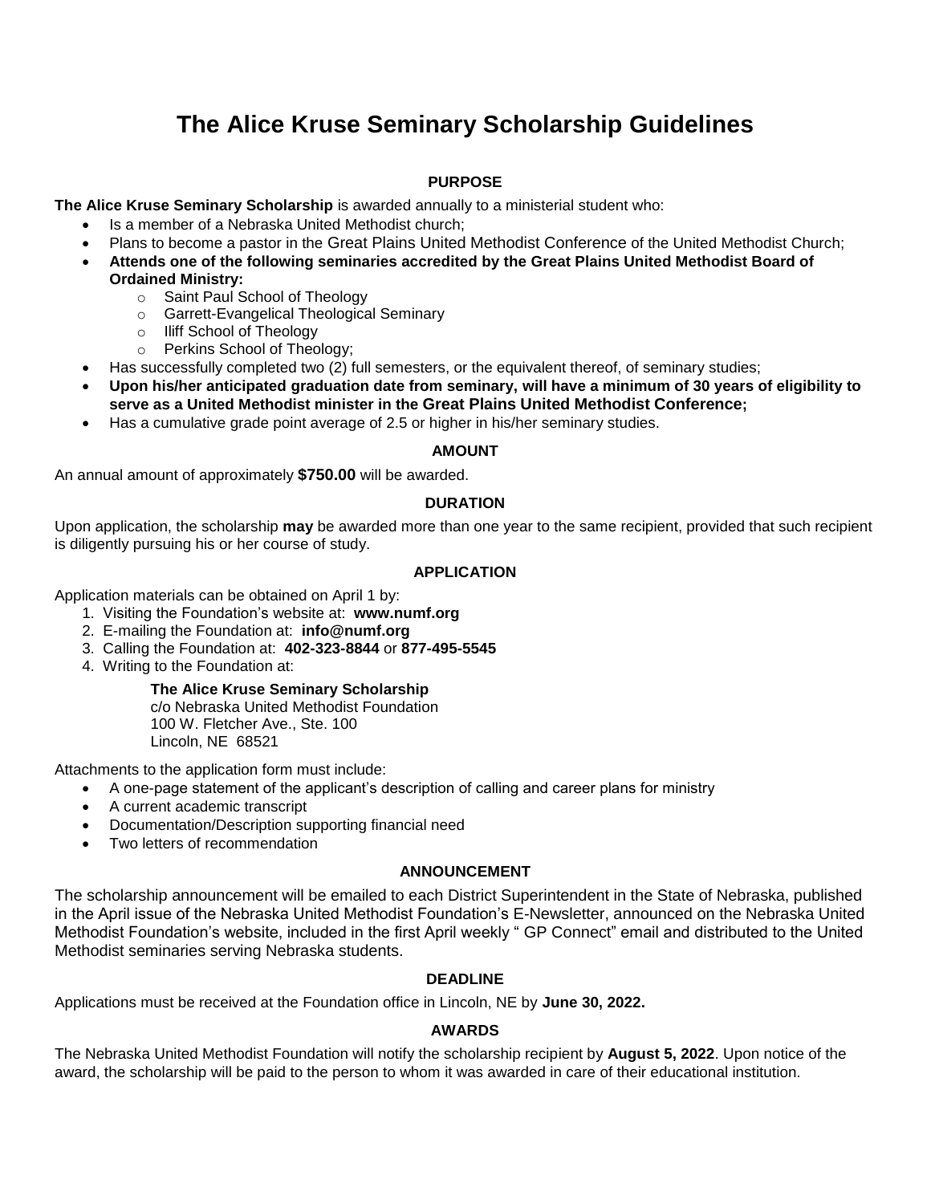# The Alice Kruse Seminary Scholarship Guidelines

## PURPOSE

**The Alice Kruse Seminary Scholarship** is awarded annually to a ministerial student who:

- Is a member of a Nebraska United Methodist church;
- Plans to become a pastor in the Great Plains United Methodist Conference of the United Methodist Church;
- **Attends one of the following seminaries accredited by the Great Plains United Methodist Board of Ordained Ministry:**
    - Saint Paul School of Theology
    - Garrett-Evangelical Theological Seminary
    - Iliff School of Theology
    - Perkins School of Theology;
- Has successfully completed two (2) full semesters, or the equivalent thereof, of seminary studies;
- **Upon his/her anticipated graduation date from seminary, will have a minimum of 30 years of eligibility to serve as a United Methodist minister in the Great Plains United Methodist Conference;**
- Has a cumulative grade point average of 2.5 or higher in his/her seminary studies.

## AMOUNT

An annual amount of approximately **$750.00** will be awarded.

## DURATION

Upon application, the scholarship **may** be awarded more than one year to the same recipient, provided that such recipient is diligently pursuing his or her course of study.

## APPLICATION

Application materials can be obtained on April 1 by:

1. Visiting the Foundation's website at: **www.numf.org**
2. E-mailing the Foundation at: **info@numf.org**
3. Calling the Foundation at: **402-323-8844** or **877-495-5545**
4. Writing to the Foundation at:

    **The Alice Kruse Seminary Scholarship**
    c/o Nebraska United Methodist Foundation
    100 W. Fletcher Ave., Ste. 100
    Lincoln, NE 68521

Attachments to the application form must include:

- A one-page statement of the applicant's description of calling and career plans for ministry
- A current academic transcript
- Documentation/Description supporting financial need
- Two letters of recommendation

## ANNOUNCEMENT

The scholarship announcement will be emailed to each District Superintendent in the State of Nebraska, published in the April issue of the Nebraska United Methodist Foundation's E-Newsletter, announced on the Nebraska United Methodist Foundation's website, included in the first April weekly " GP Connect" email and distributed to the United Methodist seminaries serving Nebraska students.

## DEADLINE

Applications must be received at the Foundation office in Lincoln, NE by **June 30, 2022.**

## AWARDS

The Nebraska United Methodist Foundation will notify the scholarship recipient by **August 5, 2022**. Upon notice of the award, the scholarship will be paid to the person to whom it was awarded in care of their educational institution.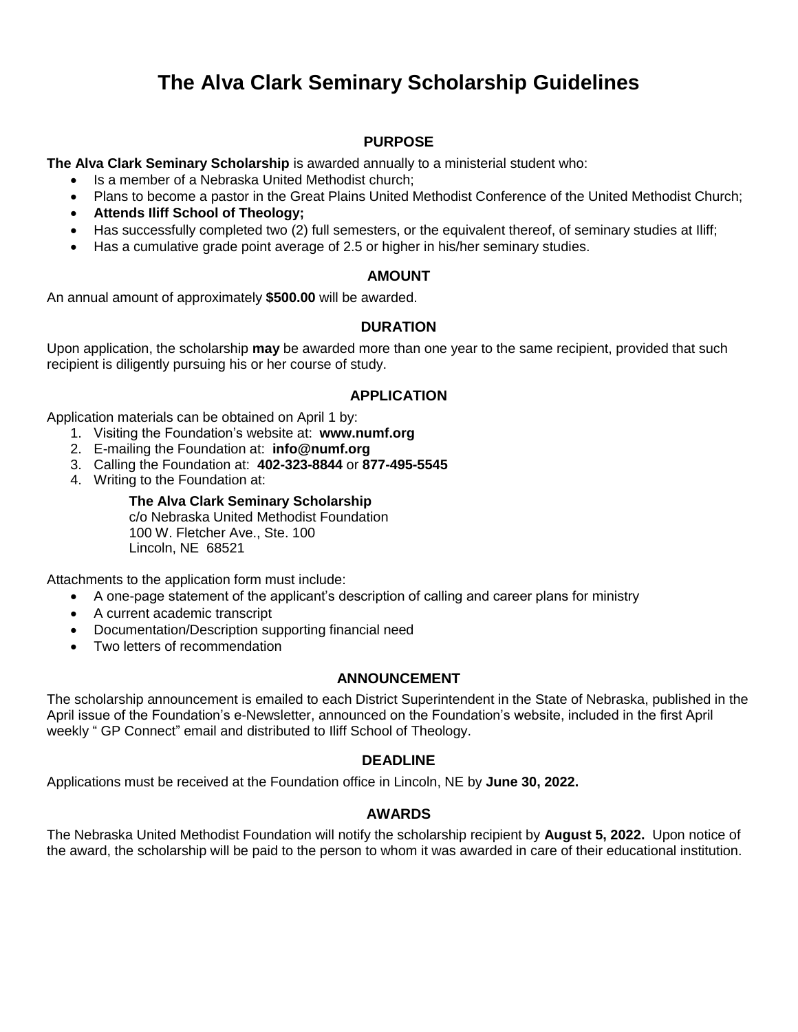# The Alva Clark Seminary Scholarship Guidelines

## PURPOSE

**The Alva Clark Seminary Scholarship** is awarded annually to a ministerial student who:

- Is a member of a Nebraska United Methodist church;
- Plans to become a pastor in the Great Plains United Methodist Conference of the United Methodist Church;
- **Attends Iliff School of Theology;**
- Has successfully completed two (2) full semesters, or the equivalent thereof, of seminary studies at Iliff;
- Has a cumulative grade point average of 2.5 or higher in his/her seminary studies.

## AMOUNT

An annual amount of approximately **$500.00** will be awarded.

## DURATION

Upon application, the scholarship **may** be awarded more than one year to the same recipient, provided that such recipient is diligently pursuing his or her course of study.

## APPLICATION

Application materials can be obtained on April 1 by:

1. Visiting the Foundation's website at: **www.numf.org**
2. E-mailing the Foundation at: **info@numf.org**
3. Calling the Foundation at: **402-323-8844** or **877-495-5545**
4. Writing to the Foundation at:

   **The Alva Clark Seminary Scholarship**
   c/o Nebraska United Methodist Foundation
   100 W. Fletcher Ave., Ste. 100
   Lincoln, NE 68521

Attachments to the application form must include:

- A one-page statement of the applicant's description of calling and career plans for ministry
- A current academic transcript
- Documentation/Description supporting financial need
- Two letters of recommendation

## ANNOUNCEMENT

The scholarship announcement is emailed to each District Superintendent in the State of Nebraska, published in the April issue of the Foundation's e-Newsletter, announced on the Foundation's website, included in the first April weekly " GP Connect" email and distributed to Iliff School of Theology.

## DEADLINE

Applications must be received at the Foundation office in Lincoln, NE by **June 30, 2022.**

## AWARDS

The Nebraska United Methodist Foundation will notify the scholarship recipient by **August 5, 2022.** Upon notice of the award, the scholarship will be paid to the person to whom it was awarded in care of their educational institution.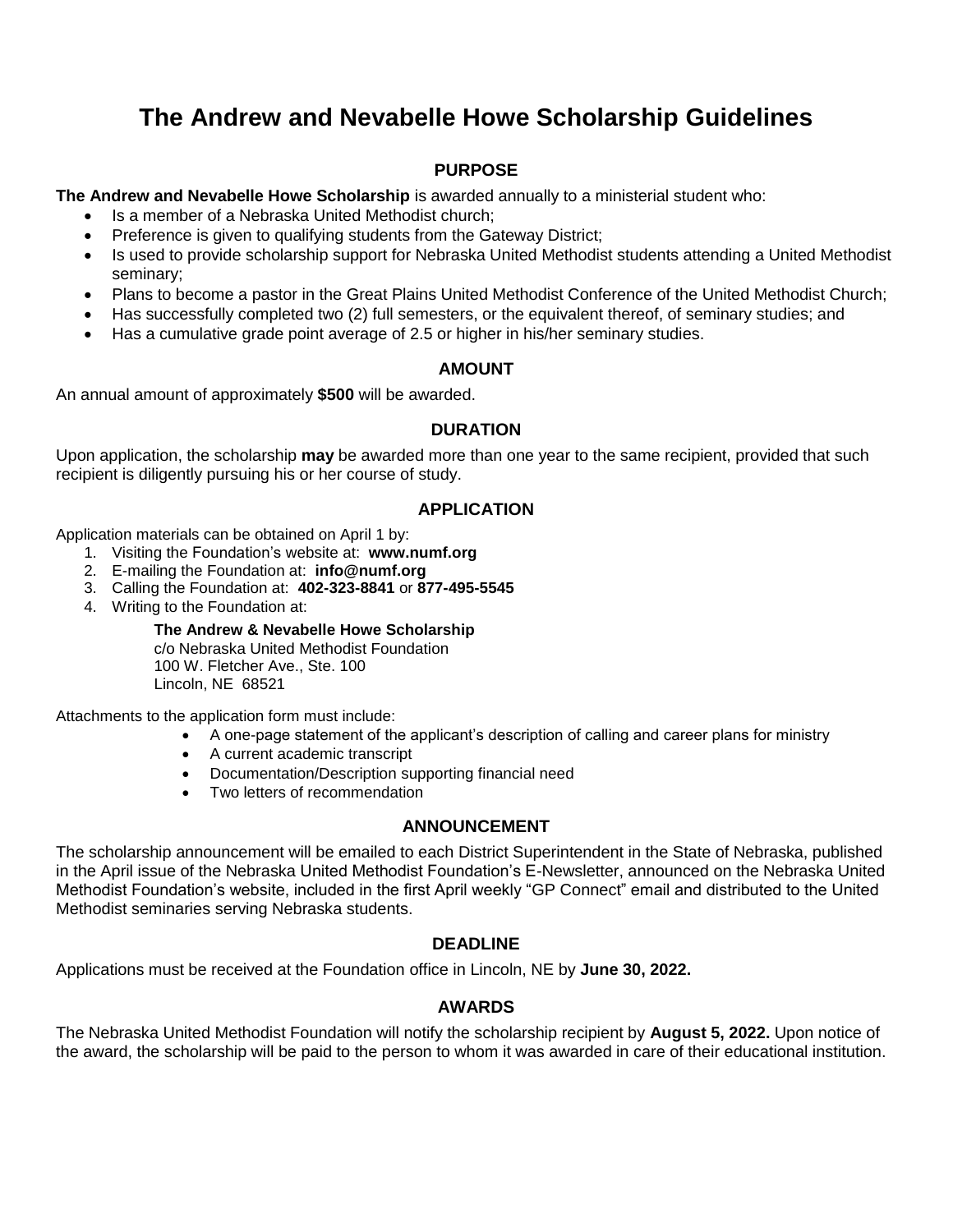# The Andrew and Nevabelle Howe Scholarship Guidelines

## PURPOSE

**The Andrew and Nevabelle Howe Scholarship** is awarded annually to a ministerial student who:

- Is a member of a Nebraska United Methodist church;
- Preference is given to qualifying students from the Gateway District;
- Is used to provide scholarship support for Nebraska United Methodist students attending a United Methodist seminary;
- Plans to become a pastor in the Great Plains United Methodist Conference of the United Methodist Church;
- Has successfully completed two (2) full semesters, or the equivalent thereof, of seminary studies; and
- Has a cumulative grade point average of 2.5 or higher in his/her seminary studies.

## AMOUNT

An annual amount of approximately **$500** will be awarded.

## DURATION

Upon application, the scholarship **may** be awarded more than one year to the same recipient, provided that such recipient is diligently pursuing his or her course of study.

## APPLICATION

Application materials can be obtained on April 1 by:

1. Visiting the Foundation's website at: **www.numf.org**
2. E-mailing the Foundation at: **info@numf.org**
3. Calling the Foundation at: **402-323-8841** or **877-495-5545**
4. Writing to the Foundation at:

   **The Andrew & Nevabelle Howe Scholarship**
   c/o Nebraska United Methodist Foundation
   100 W. Fletcher Ave., Ste. 100
   Lincoln, NE 68521

Attachments to the application form must include:

- A one-page statement of the applicant's description of calling and career plans for ministry
- A current academic transcript
- Documentation/Description supporting financial need
- Two letters of recommendation

## ANNOUNCEMENT

The scholarship announcement will be emailed to each District Superintendent in the State of Nebraska, published in the April issue of the Nebraska United Methodist Foundation's E-Newsletter, announced on the Nebraska United Methodist Foundation's website, included in the first April weekly "GP Connect" email and distributed to the United Methodist seminaries serving Nebraska students.

## DEADLINE

Applications must be received at the Foundation office in Lincoln, NE by **June 30, 2022.**

## AWARDS

The Nebraska United Methodist Foundation will notify the scholarship recipient by **August 5, 2022.** Upon notice of the award, the scholarship will be paid to the person to whom it was awarded in care of their educational institution.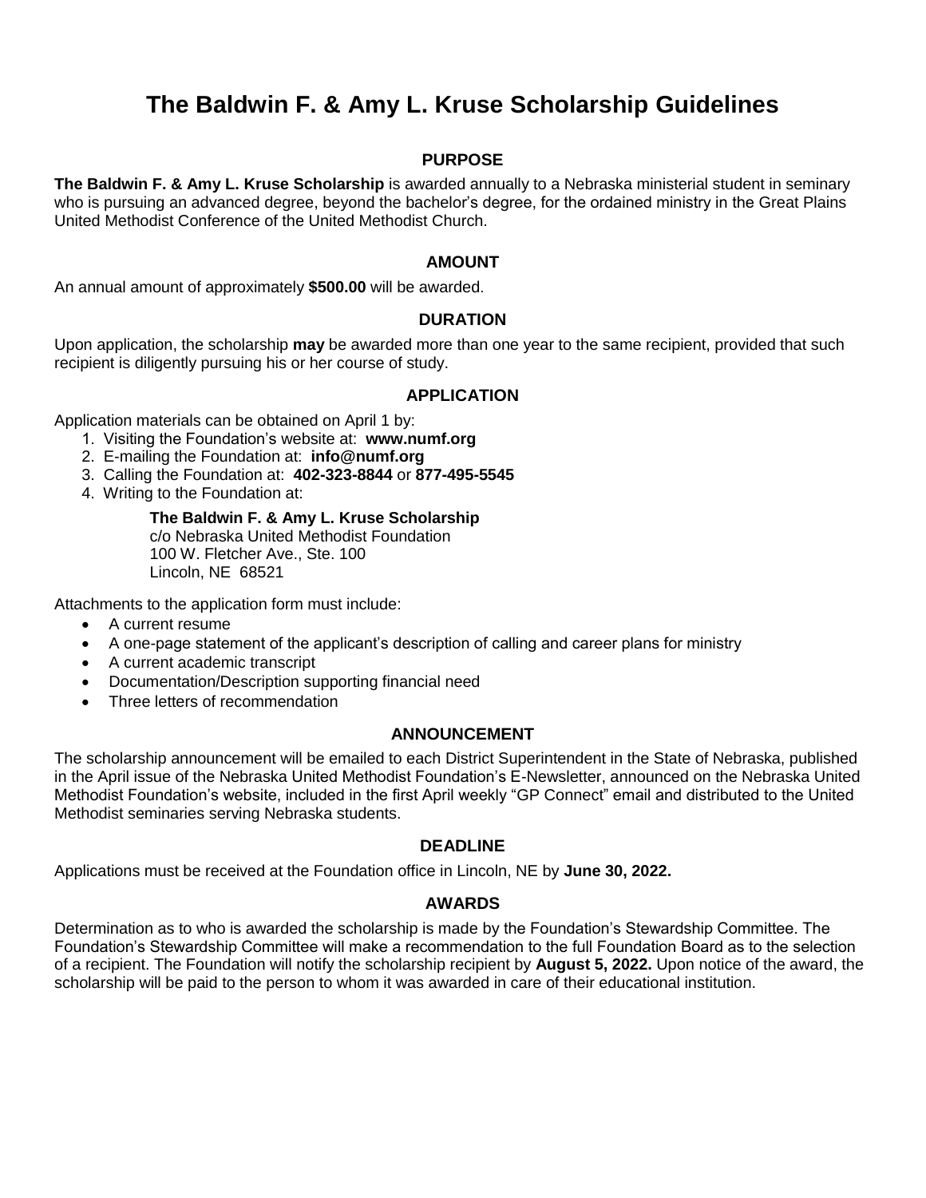# The Baldwin F. & Amy L. Kruse Scholarship Guidelines

## PURPOSE

**The Baldwin F. & Amy L. Kruse Scholarship** is awarded annually to a Nebraska ministerial student in seminary who is pursuing an advanced degree, beyond the bachelor's degree, for the ordained ministry in the Great Plains United Methodist Conference of the United Methodist Church.

## AMOUNT

An annual amount of approximately **$500.00** will be awarded.

## DURATION

Upon application, the scholarship **may** be awarded more than one year to the same recipient, provided that such recipient is diligently pursuing his or her course of study.

## APPLICATION

Application materials can be obtained on April 1 by:

1. Visiting the Foundation's website at: **www.numf.org**
2. E-mailing the Foundation at: **info@numf.org**
3. Calling the Foundation at: **402-323-8844** or **877-495-5545**
4. Writing to the Foundation at:

   **The Baldwin F. & Amy L. Kruse Scholarship**
   c/o Nebraska United Methodist Foundation
   100 W. Fletcher Ave., Ste. 100
   Lincoln, NE 68521

Attachments to the application form must include:

- A current resume
- A one-page statement of the applicant's description of calling and career plans for ministry
- A current academic transcript
- Documentation/Description supporting financial need
- Three letters of recommendation

## ANNOUNCEMENT

The scholarship announcement will be emailed to each District Superintendent in the State of Nebraska, published in the April issue of the Nebraska United Methodist Foundation's E-Newsletter, announced on the Nebraska United Methodist Foundation's website, included in the first April weekly "GP Connect" email and distributed to the United Methodist seminaries serving Nebraska students.

## DEADLINE

Applications must be received at the Foundation office in Lincoln, NE by **June 30, 2022.**

## AWARDS

Determination as to who is awarded the scholarship is made by the Foundation's Stewardship Committee. The Foundation's Stewardship Committee will make a recommendation to the full Foundation Board as to the selection of a recipient. The Foundation will notify the scholarship recipient by **August 5, 2022.** Upon notice of the award, the scholarship will be paid to the person to whom it was awarded in care of their educational institution.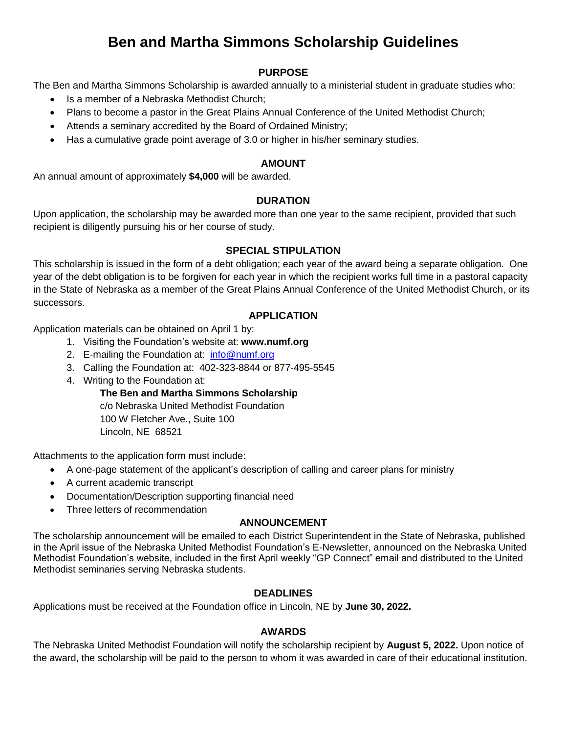# Ben and Martha Simmons Scholarship Guidelines

## PURPOSE

The Ben and Martha Simmons Scholarship is awarded annually to a ministerial student in graduate studies who:

- Is a member of a Nebraska Methodist Church;
- Plans to become a pastor in the Great Plains Annual Conference of the United Methodist Church;
- Attends a seminary accredited by the Board of Ordained Ministry;
- Has a cumulative grade point average of 3.0 or higher in his/her seminary studies.

## AMOUNT

An annual amount of approximately **$4,000** will be awarded.

## DURATION

Upon application, the scholarship may be awarded more than one year to the same recipient, provided that such recipient is diligently pursuing his or her course of study.

## SPECIAL STIPULATION

This scholarship is issued in the form of a debt obligation; each year of the award being a separate obligation. One year of the debt obligation is to be forgiven for each year in which the recipient works full time in a pastoral capacity in the State of Nebraska as a member of the Great Plains Annual Conference of the United Methodist Church, or its successors.

## APPLICATION

Application materials can be obtained on April 1 by:

1. Visiting the Foundation's website at: **www.numf.org**
2. E-mailing the Foundation at: info@numf.org
3. Calling the Foundation at: 402-323-8844 or 877-495-5545
4. Writing to the Foundation at:

   **The Ben and Martha Simmons Scholarship**
   c/o Nebraska United Methodist Foundation
   100 W Fletcher Ave., Suite 100
   Lincoln, NE 68521

Attachments to the application form must include:

- A one-page statement of the applicant's description of calling and career plans for ministry
- A current academic transcript
- Documentation/Description supporting financial need
- Three letters of recommendation

## ANNOUNCEMENT

The scholarship announcement will be emailed to each District Superintendent in the State of Nebraska, published in the April issue of the Nebraska United Methodist Foundation's E-Newsletter, announced on the Nebraska United Methodist Foundation's website, included in the first April weekly "GP Connect" email and distributed to the United Methodist seminaries serving Nebraska students.

## DEADLINES

Applications must be received at the Foundation office in Lincoln, NE by **June 30, 2022.**

## AWARDS

The Nebraska United Methodist Foundation will notify the scholarship recipient by **August 5, 2022.** Upon notice of the award, the scholarship will be paid to the person to whom it was awarded in care of their educational institution.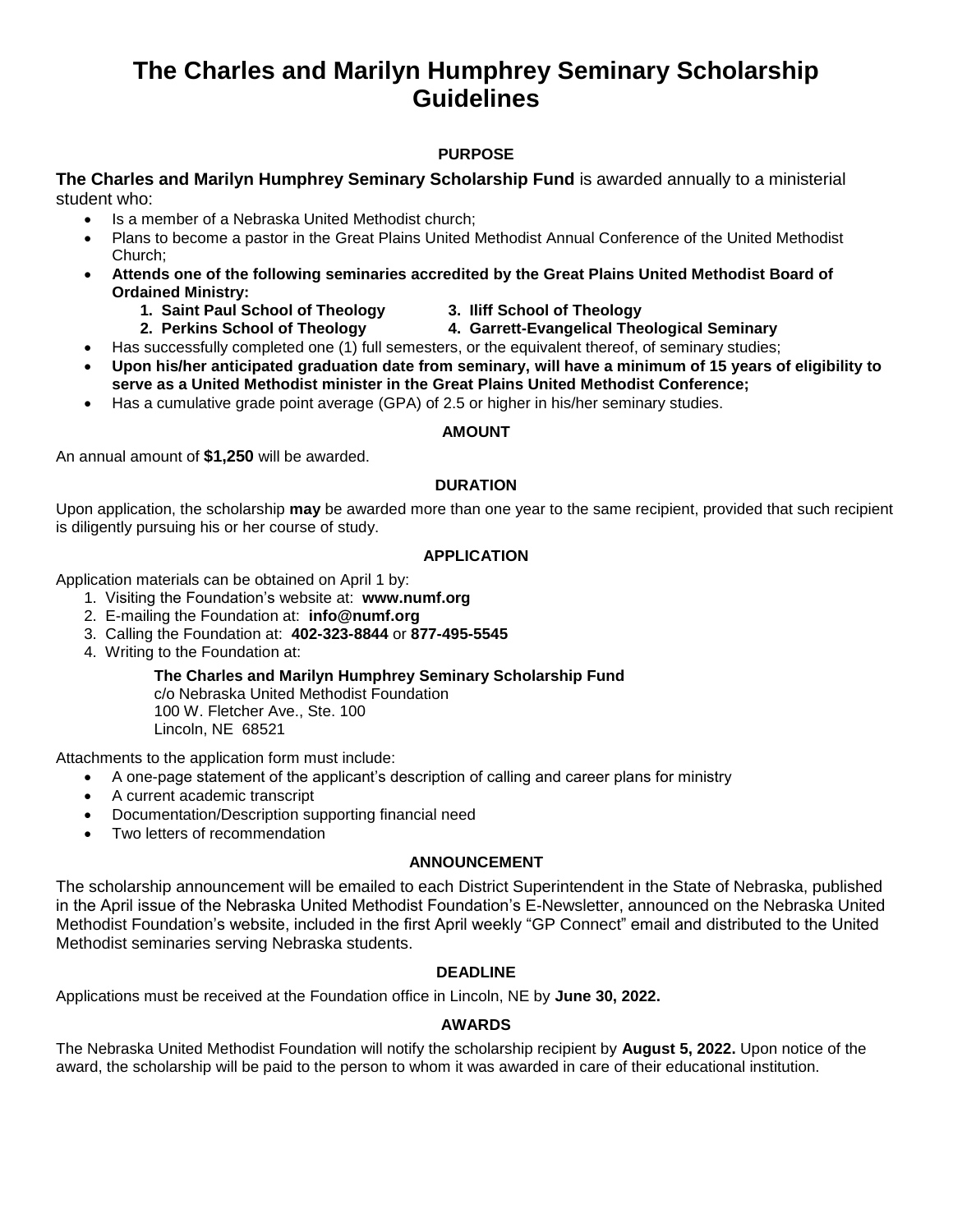# The Charles and Marilyn Humphrey Seminary Scholarship Guidelines

### PURPOSE

**The Charles and Marilyn Humphrey Seminary Scholarship Fund** is awarded annually to a ministerial student who:

- Is a member of a Nebraska United Methodist church;
- Plans to become a pastor in the Great Plains United Methodist Annual Conference of the United Methodist Church;
- **Attends one of the following seminaries accredited by the Great Plains United Methodist Board of Ordained Ministry:**
    1. **Saint Paul School of Theology**
    2. **Perkins School of Theology**
    3. **Iliff School of Theology**
    4. **Garrett-Evangelical Theological Seminary**
- Has successfully completed one (1) full semesters, or the equivalent thereof, of seminary studies;
- **Upon his/her anticipated graduation date from seminary, will have a minimum of 15 years of eligibility to serve as a United Methodist minister in the Great Plains United Methodist Conference;**
- Has a cumulative grade point average (GPA) of 2.5 or higher in his/her seminary studies.

### AMOUNT

An annual amount of **$1,250** will be awarded.

### DURATION

Upon application, the scholarship **may** be awarded more than one year to the same recipient, provided that such recipient is diligently pursuing his or her course of study.

### APPLICATION

Application materials can be obtained on April 1 by:

1. Visiting the Foundation's website at: **www.numf.org**
2. E-mailing the Foundation at: **info@numf.org**
3. Calling the Foundation at: **402-323-8844** or **877-495-5545**
4. Writing to the Foundation at:

    **The Charles and Marilyn Humphrey Seminary Scholarship Fund**
    c/o Nebraska United Methodist Foundation
    100 W. Fletcher Ave., Ste. 100
    Lincoln, NE 68521

Attachments to the application form must include:

- A one-page statement of the applicant's description of calling and career plans for ministry
- A current academic transcript
- Documentation/Description supporting financial need
- Two letters of recommendation

### ANNOUNCEMENT

The scholarship announcement will be emailed to each District Superintendent in the State of Nebraska, published in the April issue of the Nebraska United Methodist Foundation's E-Newsletter, announced on the Nebraska United Methodist Foundation's website, included in the first April weekly "GP Connect" email and distributed to the United Methodist seminaries serving Nebraska students.

### DEADLINE

Applications must be received at the Foundation office in Lincoln, NE by **June 30, 2022.**

### AWARDS

The Nebraska United Methodist Foundation will notify the scholarship recipient by **August 5, 2022.** Upon notice of the award, the scholarship will be paid to the person to whom it was awarded in care of their educational institution.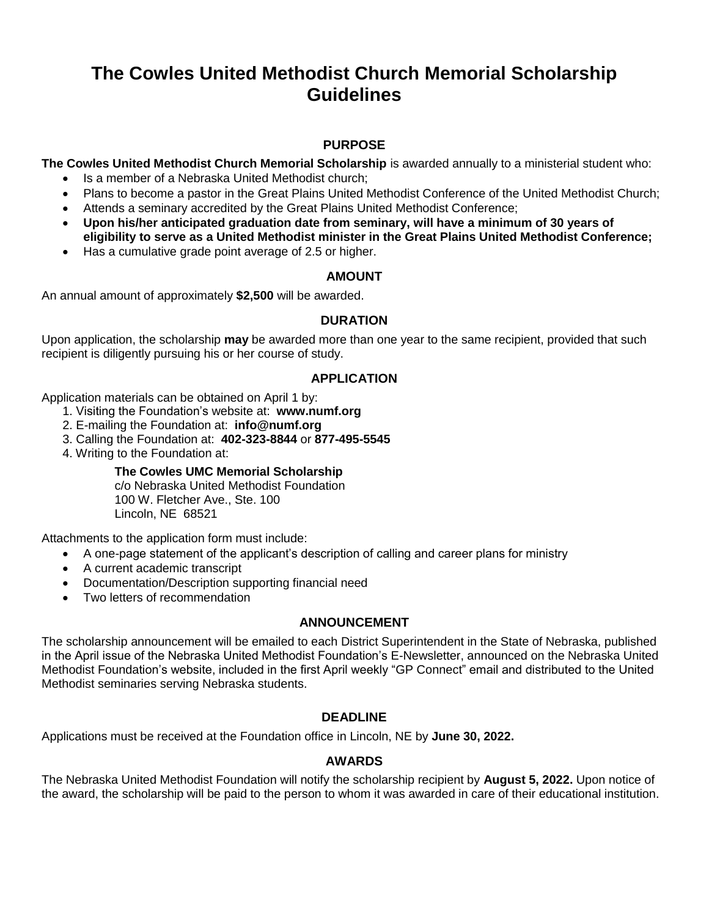# The Cowles United Methodist Church Memorial Scholarship Guidelines

## PURPOSE

**The Cowles United Methodist Church Memorial Scholarship** is awarded annually to a ministerial student who:

- Is a member of a Nebraska United Methodist church;
- Plans to become a pastor in the Great Plains United Methodist Conference of the United Methodist Church;
- Attends a seminary accredited by the Great Plains United Methodist Conference;
- **Upon his/her anticipated graduation date from seminary, will have a minimum of 30 years of eligibility to serve as a United Methodist minister in the Great Plains United Methodist Conference;**
- Has a cumulative grade point average of 2.5 or higher.

## AMOUNT

An annual amount of approximately **$2,500** will be awarded.

## DURATION

Upon application, the scholarship **may** be awarded more than one year to the same recipient, provided that such recipient is diligently pursuing his or her course of study.

## APPLICATION

Application materials can be obtained on April 1 by:

1. Visiting the Foundation's website at: **www.numf.org**
2. E-mailing the Foundation at: **info@numf.org**
3. Calling the Foundation at: **402-323-8844** or **877-495-5545**
4. Writing to the Foundation at:

   **The Cowles UMC Memorial Scholarship**
   c/o Nebraska United Methodist Foundation
   100 W. Fletcher Ave., Ste. 100
   Lincoln, NE 68521

Attachments to the application form must include:

- A one-page statement of the applicant's description of calling and career plans for ministry
- A current academic transcript
- Documentation/Description supporting financial need
- Two letters of recommendation

## ANNOUNCEMENT

The scholarship announcement will be emailed to each District Superintendent in the State of Nebraska, published in the April issue of the Nebraska United Methodist Foundation's E-Newsletter, announced on the Nebraska United Methodist Foundation's website, included in the first April weekly "GP Connect" email and distributed to the United Methodist seminaries serving Nebraska students.

## DEADLINE

Applications must be received at the Foundation office in Lincoln, NE by **June 30, 2022.**

## AWARDS

The Nebraska United Methodist Foundation will notify the scholarship recipient by **August 5, 2022.** Upon notice of the award, the scholarship will be paid to the person to whom it was awarded in care of their educational institution.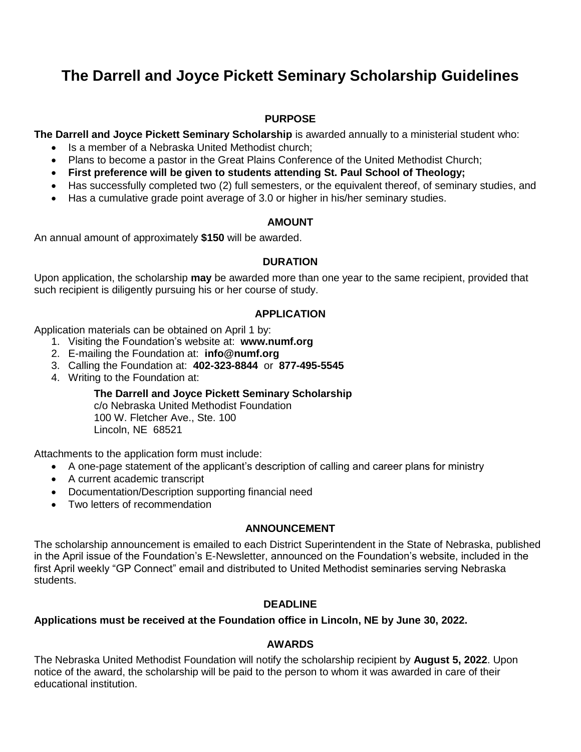# The Darrell and Joyce Pickett Seminary Scholarship Guidelines

## PURPOSE

**The Darrell and Joyce Pickett Seminary Scholarship** is awarded annually to a ministerial student who:

- Is a member of a Nebraska United Methodist church;
- Plans to become a pastor in the Great Plains Conference of the United Methodist Church;
- **First preference will be given to students attending St. Paul School of Theology;**
- Has successfully completed two (2) full semesters, or the equivalent thereof, of seminary studies, and
- Has a cumulative grade point average of 3.0 or higher in his/her seminary studies.

## AMOUNT

An annual amount of approximately **$150** will be awarded.

## DURATION

Upon application, the scholarship **may** be awarded more than one year to the same recipient, provided that such recipient is diligently pursuing his or her course of study.

## APPLICATION

Application materials can be obtained on April 1 by:

1. Visiting the Foundation's website at: **www.numf.org**
2. E-mailing the Foundation at: **info@numf.org**
3. Calling the Foundation at: **402-323-8844** or **877-495-5545**
4. Writing to the Foundation at:

   **The Darrell and Joyce Pickett Seminary Scholarship**
   c/o Nebraska United Methodist Foundation
   100 W. Fletcher Ave., Ste. 100
   Lincoln, NE 68521

Attachments to the application form must include:

- A one-page statement of the applicant's description of calling and career plans for ministry
- A current academic transcript
- Documentation/Description supporting financial need
- Two letters of recommendation

## ANNOUNCEMENT

The scholarship announcement is emailed to each District Superintendent in the State of Nebraska, published in the April issue of the Foundation's E-Newsletter, announced on the Foundation's website, included in the first April weekly "GP Connect" email and distributed to United Methodist seminaries serving Nebraska students.

## DEADLINE

**Applications must be received at the Foundation office in Lincoln, NE by June 30, 2022.**

## AWARDS

The Nebraska United Methodist Foundation will notify the scholarship recipient by **August 5, 2022**. Upon notice of the award, the scholarship will be paid to the person to whom it was awarded in care of their educational institution.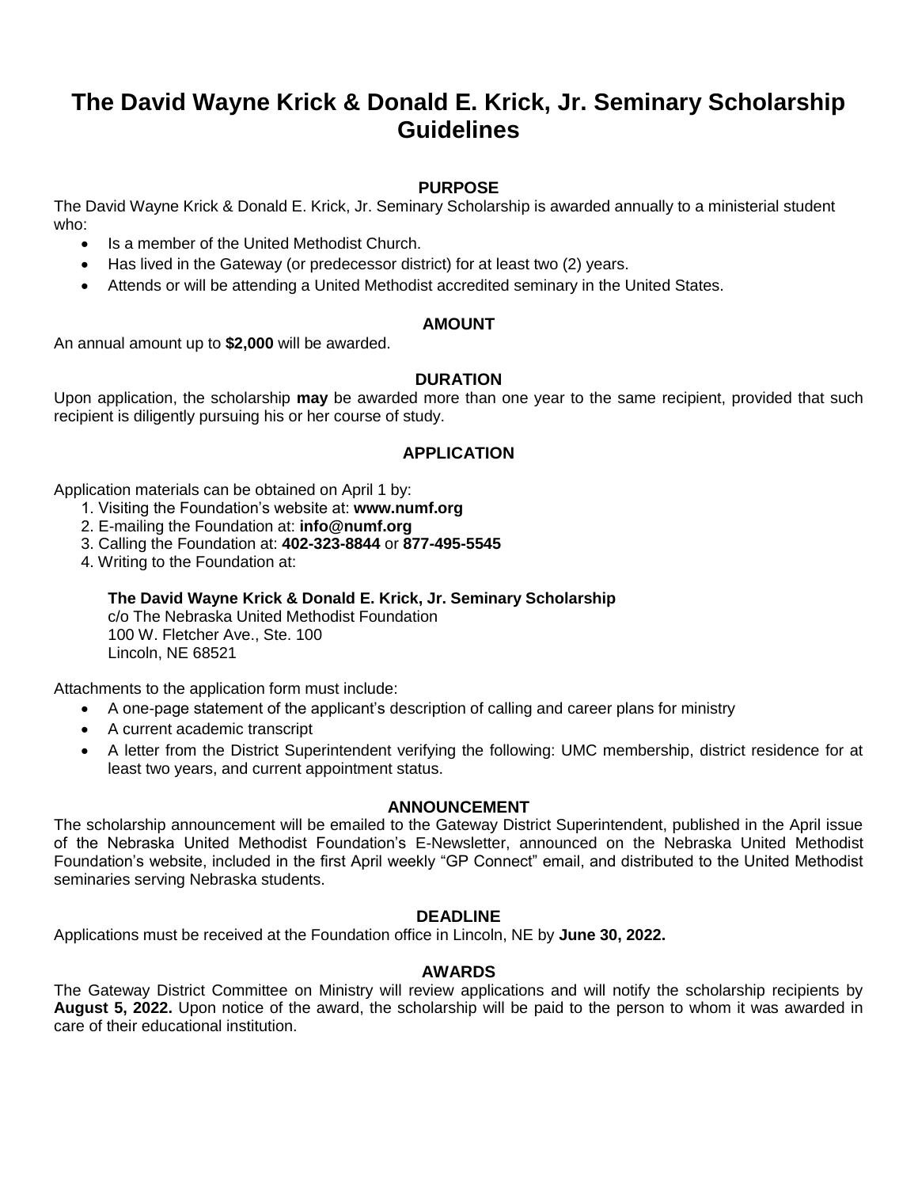# The David Wayne Krick & Donald E. Krick, Jr. Seminary Scholarship Guidelines

## PURPOSE

The David Wayne Krick & Donald E. Krick, Jr. Seminary Scholarship is awarded annually to a ministerial student who:

- Is a member of the United Methodist Church.
- Has lived in the Gateway (or predecessor district) for at least two (2) years.
- Attends or will be attending a United Methodist accredited seminary in the United States.

## AMOUNT

An annual amount up to **$2,000** will be awarded.

## DURATION

Upon application, the scholarship **may** be awarded more than one year to the same recipient, provided that such recipient is diligently pursuing his or her course of study.

## APPLICATION

Application materials can be obtained on April 1 by:

1. Visiting the Foundation's website at: **www.numf.org**
2. E-mailing the Foundation at: **info@numf.org**
3. Calling the Foundation at: **402-323-8844** or **877-495-5545**
4. Writing to the Foundation at:

**The David Wayne Krick & Donald E. Krick, Jr. Seminary Scholarship**
c/o The Nebraska United Methodist Foundation
100 W. Fletcher Ave., Ste. 100
Lincoln, NE 68521

Attachments to the application form must include:

- A one-page statement of the applicant's description of calling and career plans for ministry
- A current academic transcript
- A letter from the District Superintendent verifying the following: UMC membership, district residence for at least two years, and current appointment status.

## ANNOUNCEMENT

The scholarship announcement will be emailed to the Gateway District Superintendent, published in the April issue of the Nebraska United Methodist Foundation's E-Newsletter, announced on the Nebraska United Methodist Foundation's website, included in the first April weekly "GP Connect" email, and distributed to the United Methodist seminaries serving Nebraska students.

## DEADLINE

Applications must be received at the Foundation office in Lincoln, NE by **June 30, 2022.**

## AWARDS

The Gateway District Committee on Ministry will review applications and will notify the scholarship recipients by **August 5, 2022.** Upon notice of the award, the scholarship will be paid to the person to whom it was awarded in care of their educational institution.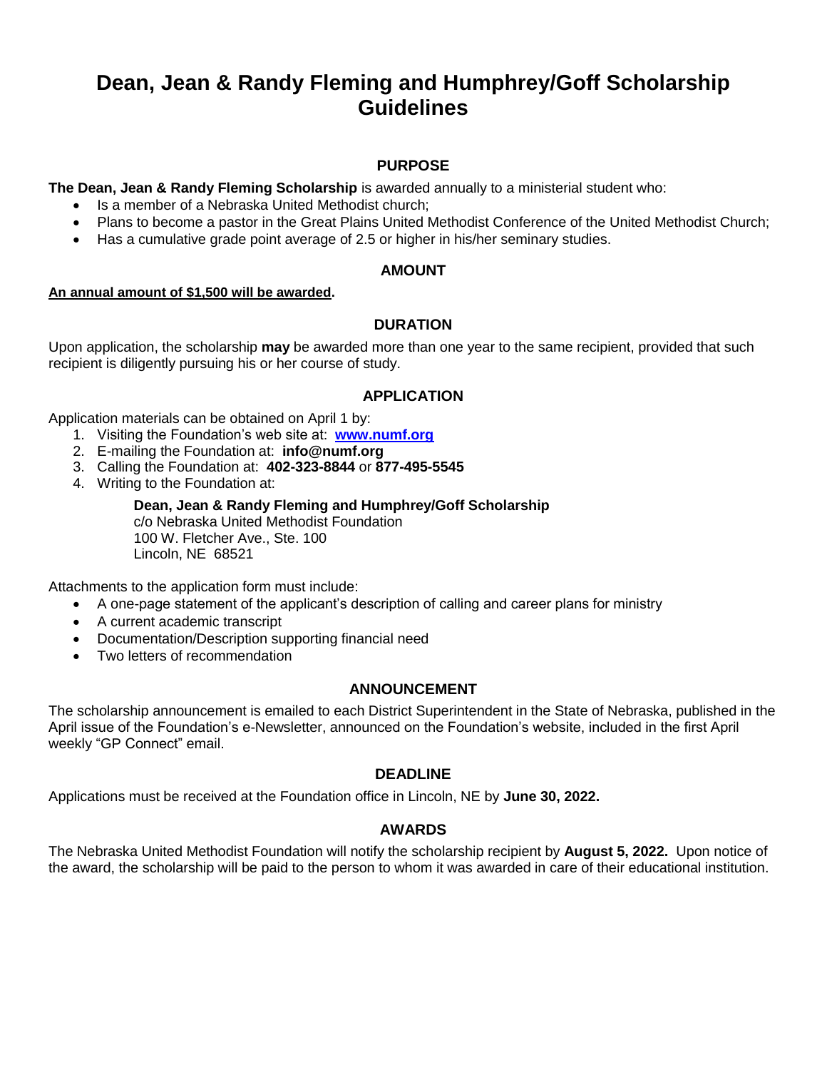# Dean, Jean & Randy Fleming and Humphrey/Goff Scholarship Guidelines

## PURPOSE

**The Dean, Jean & Randy Fleming Scholarship** is awarded annually to a ministerial student who:

- Is a member of a Nebraska United Methodist church;
- Plans to become a pastor in the Great Plains United Methodist Conference of the United Methodist Church;
- Has a cumulative grade point average of 2.5 or higher in his/her seminary studies.

## AMOUNT

**An annual amount of $1,500 will be awarded.**

## DURATION

Upon application, the scholarship **may** be awarded more than one year to the same recipient, provided that such recipient is diligently pursuing his or her course of study.

## APPLICATION

Application materials can be obtained on April 1 by:

1. Visiting the Foundation's web site at: **www.numf.org**
2. E-mailing the Foundation at: **info@numf.org**
3. Calling the Foundation at: **402-323-8844** or **877-495-5545**
4. Writing to the Foundation at:

   **Dean, Jean & Randy Fleming and Humphrey/Goff Scholarship**
   c/o Nebraska United Methodist Foundation
   100 W. Fletcher Ave., Ste. 100
   Lincoln, NE 68521

Attachments to the application form must include:

- A one-page statement of the applicant's description of calling and career plans for ministry
- A current academic transcript
- Documentation/Description supporting financial need
- Two letters of recommendation

## ANNOUNCEMENT

The scholarship announcement is emailed to each District Superintendent in the State of Nebraska, published in the April issue of the Foundation's e-Newsletter, announced on the Foundation's website, included in the first April weekly "GP Connect" email.

## DEADLINE

Applications must be received at the Foundation office in Lincoln, NE by **June 30, 2022.**

## AWARDS

The Nebraska United Methodist Foundation will notify the scholarship recipient by **August 5, 2022.** Upon notice of the award, the scholarship will be paid to the person to whom it was awarded in care of their educational institution.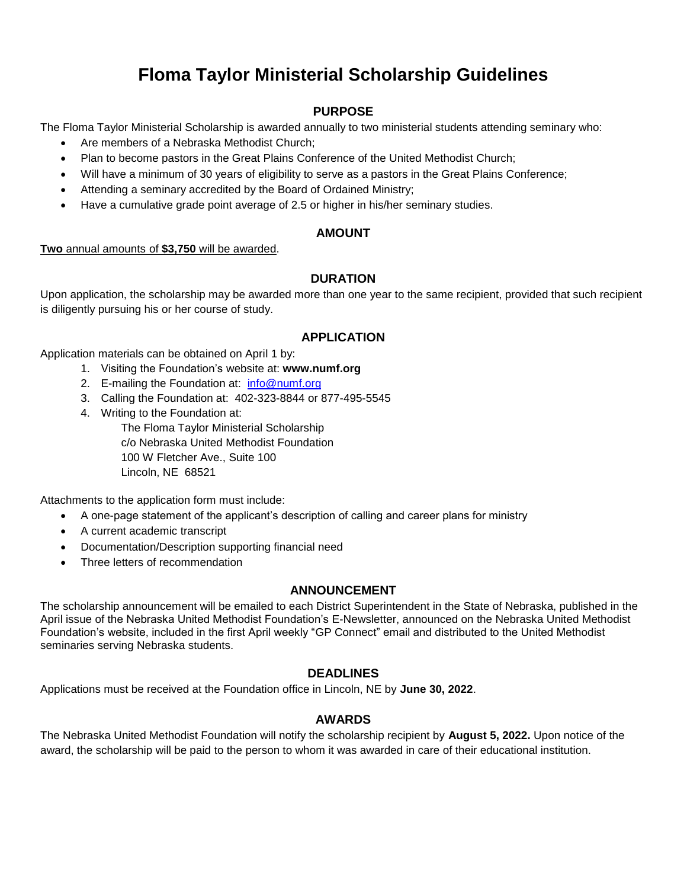# Floma Taylor Ministerial Scholarship Guidelines

## PURPOSE

The Floma Taylor Ministerial Scholarship is awarded annually to two ministerial students attending seminary who:

- Are members of a Nebraska Methodist Church;
- Plan to become pastors in the Great Plains Conference of the United Methodist Church;
- Will have a minimum of 30 years of eligibility to serve as a pastors in the Great Plains Conference;
- Attending a seminary accredited by the Board of Ordained Ministry;
- Have a cumulative grade point average of 2.5 or higher in his/her seminary studies.

## AMOUNT

**Two** annual amounts of **$3,750** will be awarded.

## DURATION

Upon application, the scholarship may be awarded more than one year to the same recipient, provided that such recipient is diligently pursuing his or her course of study.

## APPLICATION

Application materials can be obtained on April 1 by:

1. Visiting the Foundation's website at: **www.numf.org**
2. E-mailing the Foundation at: info@numf.org
3. Calling the Foundation at: 402-323-8844 or 877-495-5545
4. Writing to the Foundation at:
   The Floma Taylor Ministerial Scholarship
   c/o Nebraska United Methodist Foundation
   100 W Fletcher Ave., Suite 100
   Lincoln, NE 68521

Attachments to the application form must include:

- A one-page statement of the applicant's description of calling and career plans for ministry
- A current academic transcript
- Documentation/Description supporting financial need
- Three letters of recommendation

## ANNOUNCEMENT

The scholarship announcement will be emailed to each District Superintendent in the State of Nebraska, published in the April issue of the Nebraska United Methodist Foundation's E-Newsletter, announced on the Nebraska United Methodist Foundation's website, included in the first April weekly "GP Connect" email and distributed to the United Methodist seminaries serving Nebraska students.

## DEADLINES

Applications must be received at the Foundation office in Lincoln, NE by **June 30, 2022**.

## AWARDS

The Nebraska United Methodist Foundation will notify the scholarship recipient by **August 5, 2022.** Upon notice of the award, the scholarship will be paid to the person to whom it was awarded in care of their educational institution.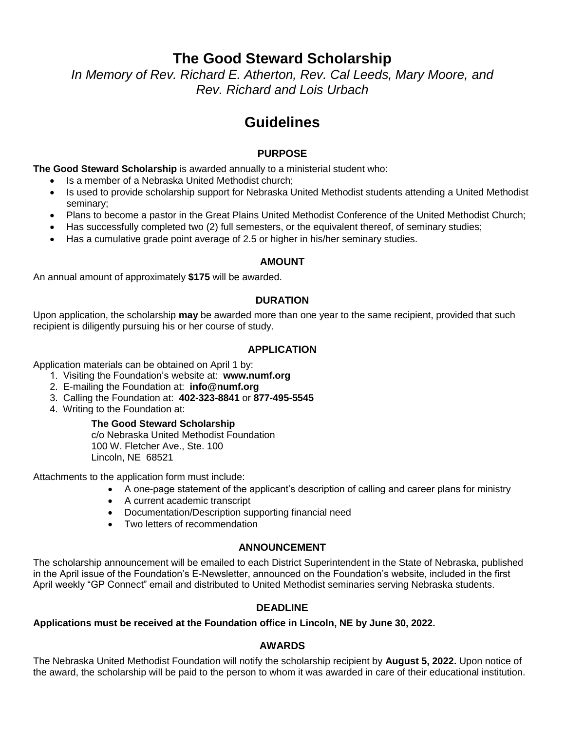# The Good Steward Scholarship

*In Memory of Rev. Richard E. Atherton, Rev. Cal Leeds, Mary Moore, and Rev. Richard and Lois Urbach*

# Guidelines

### PURPOSE

**The Good Steward Scholarship** is awarded annually to a ministerial student who:

- Is a member of a Nebraska United Methodist church;
- Is used to provide scholarship support for Nebraska United Methodist students attending a United Methodist seminary;
- Plans to become a pastor in the Great Plains United Methodist Conference of the United Methodist Church;
- Has successfully completed two (2) full semesters, or the equivalent thereof, of seminary studies;
- Has a cumulative grade point average of 2.5 or higher in his/her seminary studies.

### AMOUNT

An annual amount of approximately **$175** will be awarded.

### DURATION

Upon application, the scholarship **may** be awarded more than one year to the same recipient, provided that such recipient is diligently pursuing his or her course of study.

### APPLICATION

Application materials can be obtained on April 1 by:

1. Visiting the Foundation's website at: **www.numf.org**
2. E-mailing the Foundation at: **info@numf.org**
3. Calling the Foundation at: **402-323-8841** or **877-495-5545**
4. Writing to the Foundation at:

   **The Good Steward Scholarship**
   c/o Nebraska United Methodist Foundation
   100 W. Fletcher Ave., Ste. 100
   Lincoln, NE 68521

Attachments to the application form must include:

- A one-page statement of the applicant's description of calling and career plans for ministry
- A current academic transcript
- Documentation/Description supporting financial need
- Two letters of recommendation

### ANNOUNCEMENT

The scholarship announcement will be emailed to each District Superintendent in the State of Nebraska, published in the April issue of the Foundation's E-Newsletter, announced on the Foundation's website, included in the first April weekly "GP Connect" email and distributed to United Methodist seminaries serving Nebraska students.

### DEADLINE

**Applications must be received at the Foundation office in Lincoln, NE by June 30, 2022.**

### AWARDS

The Nebraska United Methodist Foundation will notify the scholarship recipient by **August 5, 2022.** Upon notice of the award, the scholarship will be paid to the person to whom it was awarded in care of their educational institution.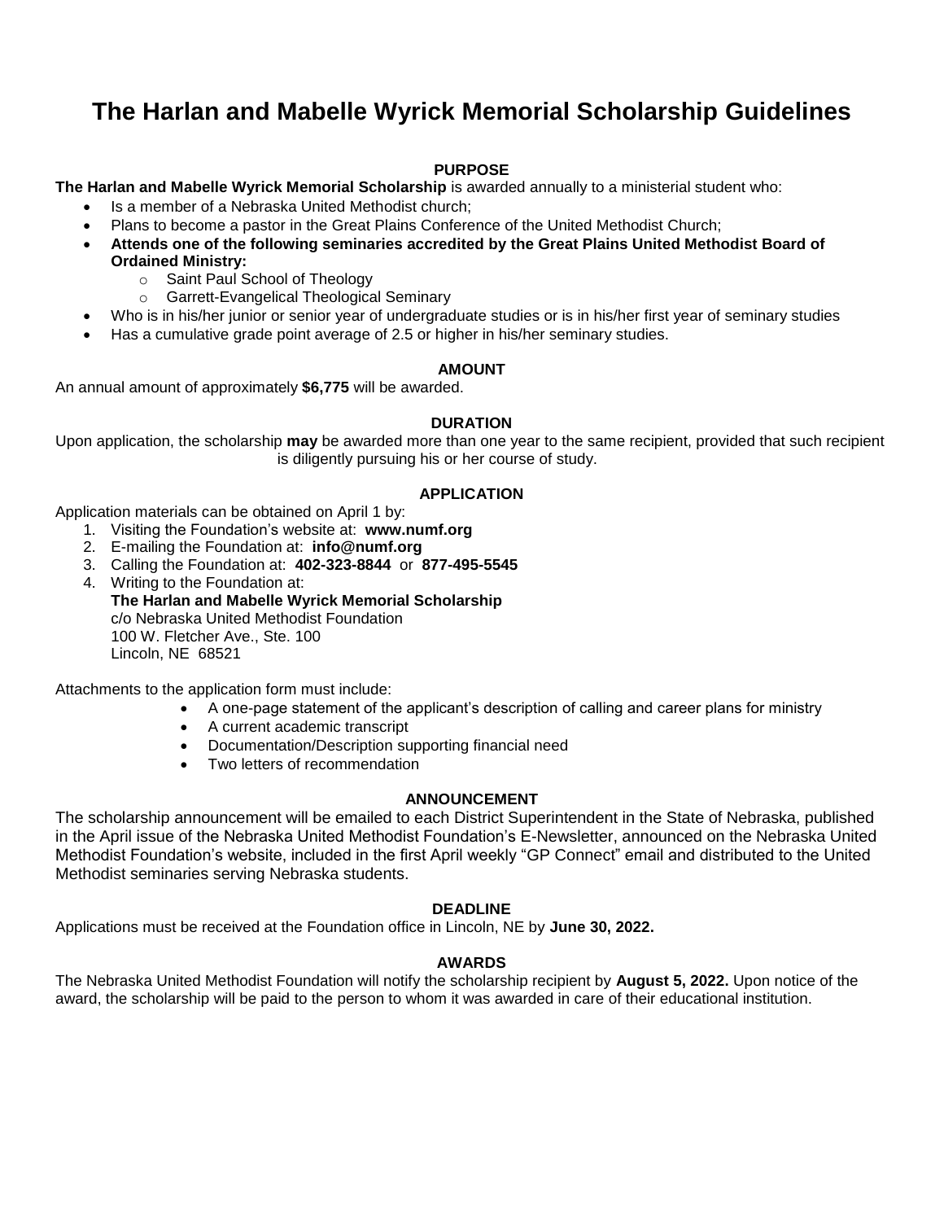# The Harlan and Mabelle Wyrick Memorial Scholarship Guidelines

## PURPOSE

**The Harlan and Mabelle Wyrick Memorial Scholarship** is awarded annually to a ministerial student who:

- Is a member of a Nebraska United Methodist church;
- Plans to become a pastor in the Great Plains Conference of the United Methodist Church;
- **Attends one of the following seminaries accredited by the Great Plains United Methodist Board of Ordained Ministry:**
  - Saint Paul School of Theology
  - Garrett-Evangelical Theological Seminary
- Who is in his/her junior or senior year of undergraduate studies or is in his/her first year of seminary studies
- Has a cumulative grade point average of 2.5 or higher in his/her seminary studies.

## AMOUNT

An annual amount of approximately **$6,775** will be awarded.

## DURATION

Upon application, the scholarship **may** be awarded more than one year to the same recipient, provided that such recipient is diligently pursuing his or her course of study.

## APPLICATION

Application materials can be obtained on April 1 by:

1. Visiting the Foundation's website at: **www.numf.org**
2. E-mailing the Foundation at: **info@numf.org**
3. Calling the Foundation at: **402-323-8844** or **877-495-5545**
4. Writing to the Foundation at:
   **The Harlan and Mabelle Wyrick Memorial Scholarship**
   c/o Nebraska United Methodist Foundation
   100 W. Fletcher Ave., Ste. 100
   Lincoln, NE 68521

Attachments to the application form must include:

- A one-page statement of the applicant's description of calling and career plans for ministry
- A current academic transcript
- Documentation/Description supporting financial need
- Two letters of recommendation

## ANNOUNCEMENT

The scholarship announcement will be emailed to each District Superintendent in the State of Nebraska, published in the April issue of the Nebraska United Methodist Foundation's E-Newsletter, announced on the Nebraska United Methodist Foundation's website, included in the first April weekly "GP Connect" email and distributed to the United Methodist seminaries serving Nebraska students.

## DEADLINE

Applications must be received at the Foundation office in Lincoln, NE by **June 30, 2022.**

## AWARDS

The Nebraska United Methodist Foundation will notify the scholarship recipient by **August 5, 2022.** Upon notice of the award, the scholarship will be paid to the person to whom it was awarded in care of their educational institution.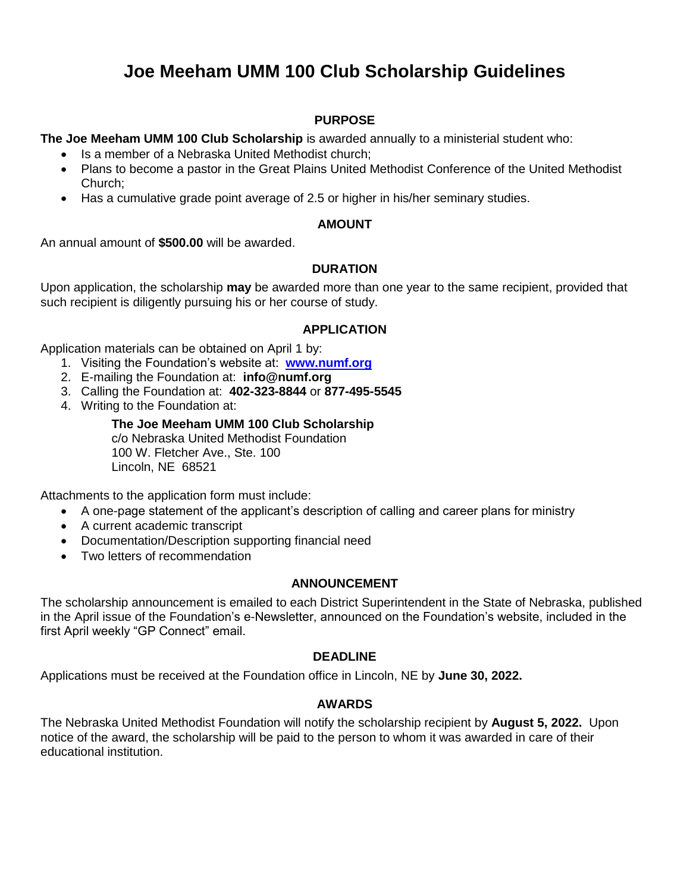# Joe Meeham UMM 100 Club Scholarship Guidelines

## PURPOSE

**The Joe Meeham UMM 100 Club Scholarship** is awarded annually to a ministerial student who:

- Is a member of a Nebraska United Methodist church;
- Plans to become a pastor in the Great Plains United Methodist Conference of the United Methodist Church;
- Has a cumulative grade point average of 2.5 or higher in his/her seminary studies.

## AMOUNT

An annual amount of **$500.00** will be awarded.

## DURATION

Upon application, the scholarship **may** be awarded more than one year to the same recipient, provided that such recipient is diligently pursuing his or her course of study.

## APPLICATION

Application materials can be obtained on April 1 by:

1. Visiting the Foundation's website at: **www.numf.org**
2. E-mailing the Foundation at: **info@numf.org**
3. Calling the Foundation at: **402-323-8844** or **877-495-5545**
4. Writing to the Foundation at:

   **The Joe Meeham UMM 100 Club Scholarship**
   c/o Nebraska United Methodist Foundation
   100 W. Fletcher Ave., Ste. 100
   Lincoln, NE 68521

Attachments to the application form must include:

- A one-page statement of the applicant's description of calling and career plans for ministry
- A current academic transcript
- Documentation/Description supporting financial need
- Two letters of recommendation

## ANNOUNCEMENT

The scholarship announcement is emailed to each District Superintendent in the State of Nebraska, published in the April issue of the Foundation's e-Newsletter, announced on the Foundation's website, included in the first April weekly "GP Connect" email.

## DEADLINE

Applications must be received at the Foundation office in Lincoln, NE by **June 30, 2022.**

## AWARDS

The Nebraska United Methodist Foundation will notify the scholarship recipient by **August 5, 2022.** Upon notice of the award, the scholarship will be paid to the person to whom it was awarded in care of their educational institution.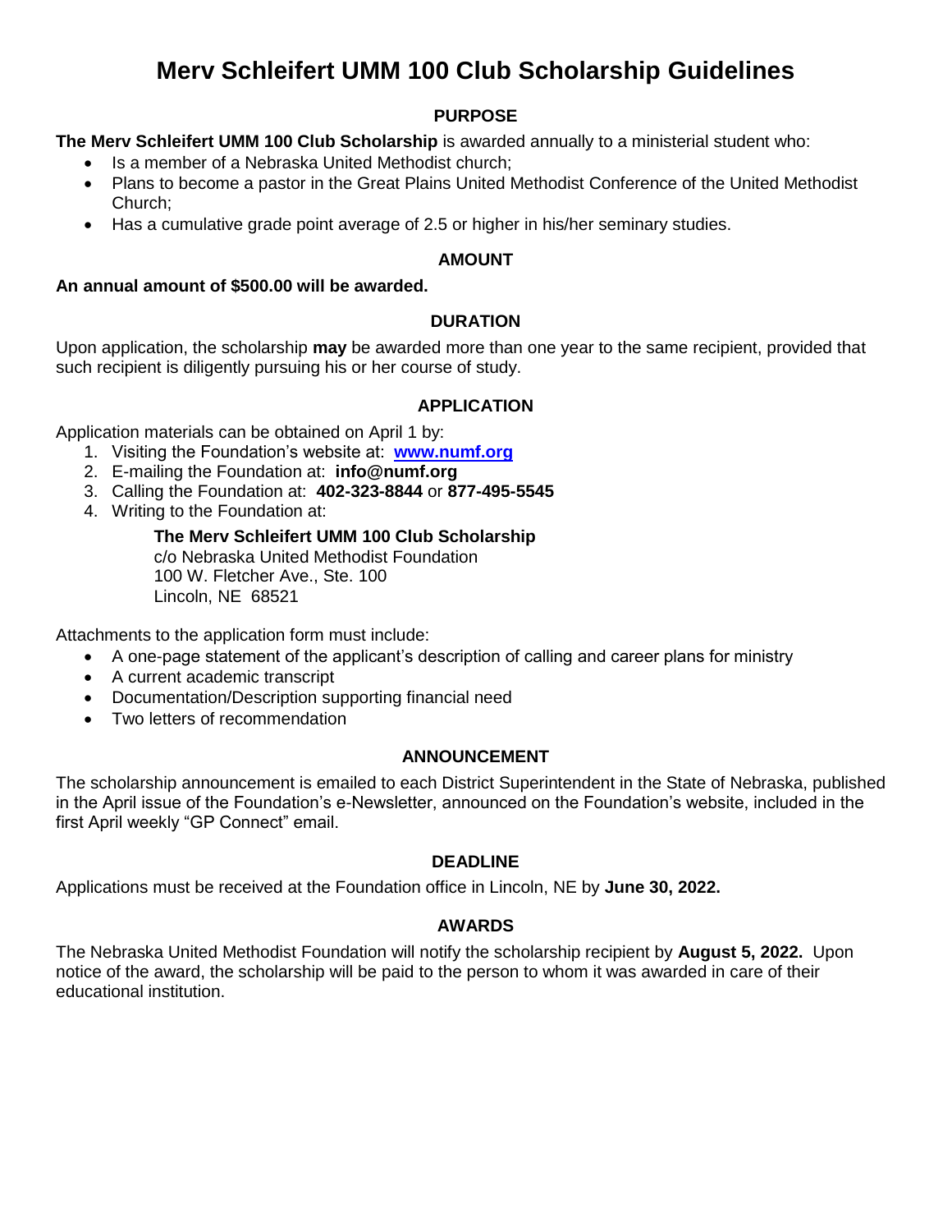# Merv Schleifert UMM 100 Club Scholarship Guidelines

## PURPOSE

**The Merv Schleifert UMM 100 Club Scholarship** is awarded annually to a ministerial student who:

- Is a member of a Nebraska United Methodist church;
- Plans to become a pastor in the Great Plains United Methodist Conference of the United Methodist Church;
- Has a cumulative grade point average of 2.5 or higher in his/her seminary studies.

## AMOUNT

**An annual amount of $500.00 will be awarded.**

## DURATION

Upon application, the scholarship **may** be awarded more than one year to the same recipient, provided that such recipient is diligently pursuing his or her course of study.

## APPLICATION

Application materials can be obtained on April 1 by:

1. Visiting the Foundation's website at: **www.numf.org**
2. E-mailing the Foundation at: **info@numf.org**
3. Calling the Foundation at: **402-323-8844** or **877-495-5545**
4. Writing to the Foundation at:

   **The Merv Schleifert UMM 100 Club Scholarship**
   c/o Nebraska United Methodist Foundation
   100 W. Fletcher Ave., Ste. 100
   Lincoln, NE 68521

Attachments to the application form must include:

- A one-page statement of the applicant's description of calling and career plans for ministry
- A current academic transcript
- Documentation/Description supporting financial need
- Two letters of recommendation

## ANNOUNCEMENT

The scholarship announcement is emailed to each District Superintendent in the State of Nebraska, published in the April issue of the Foundation's e-Newsletter, announced on the Foundation's website, included in the first April weekly "GP Connect" email.

## DEADLINE

Applications must be received at the Foundation office in Lincoln, NE by **June 30, 2022.**

## AWARDS

The Nebraska United Methodist Foundation will notify the scholarship recipient by **August 5, 2022.** Upon notice of the award, the scholarship will be paid to the person to whom it was awarded in care of their educational institution.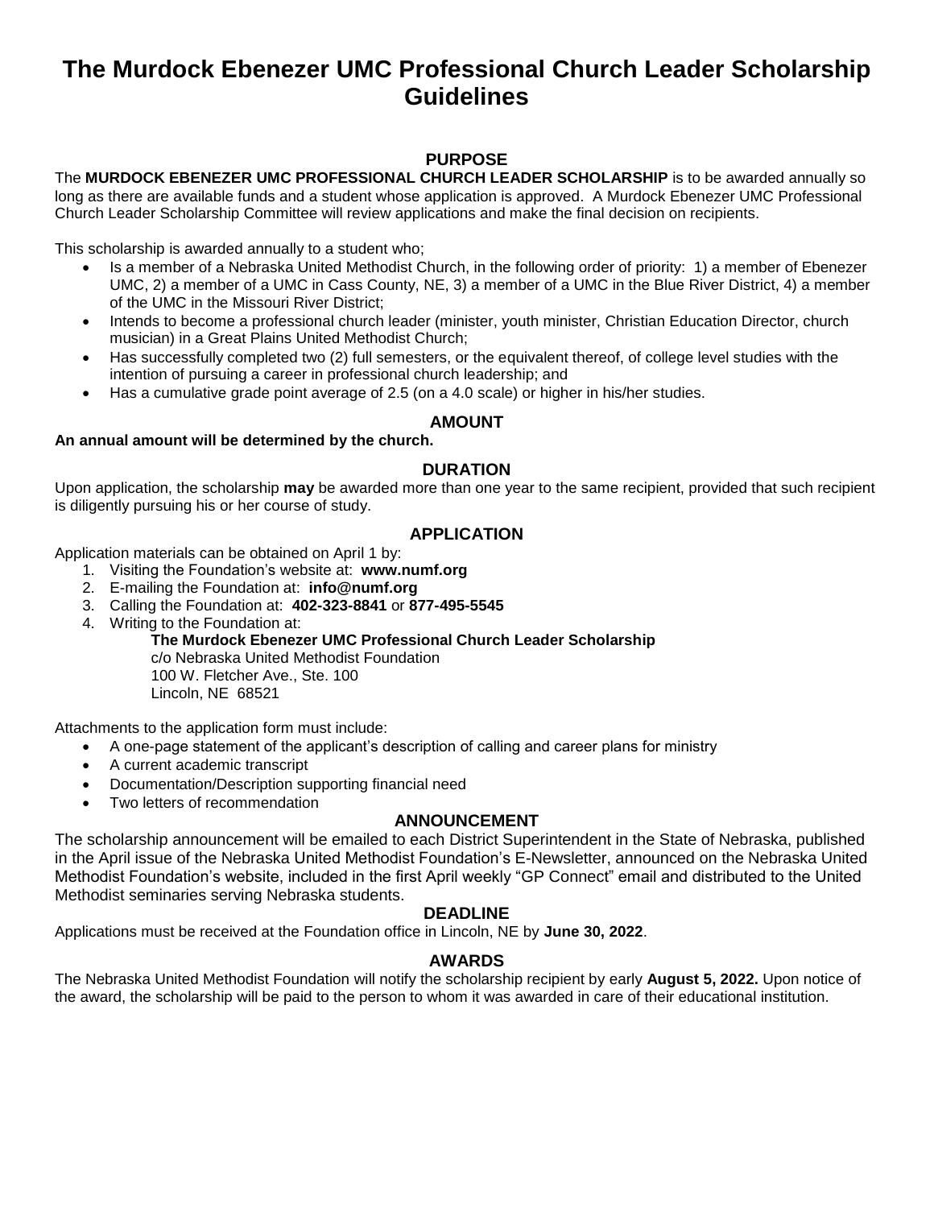# The Murdock Ebenezer UMC Professional Church Leader Scholarship Guidelines

### PURPOSE

The **MURDOCK EBENEZER UMC PROFESSIONAL CHURCH LEADER SCHOLARSHIP** is to be awarded annually so long as there are available funds and a student whose application is approved. A Murdock Ebenezer UMC Professional Church Leader Scholarship Committee will review applications and make the final decision on recipients.

This scholarship is awarded annually to a student who;

- Is a member of a Nebraska United Methodist Church, in the following order of priority: 1) a member of Ebenezer UMC, 2) a member of a UMC in Cass County, NE, 3) a member of a UMC in the Blue River District, 4) a member of the UMC in the Missouri River District;
- Intends to become a professional church leader (minister, youth minister, Christian Education Director, church musician) in a Great Plains United Methodist Church;
- Has successfully completed two (2) full semesters, or the equivalent thereof, of college level studies with the intention of pursuing a career in professional church leadership; and
- Has a cumulative grade point average of 2.5 (on a 4.0 scale) or higher in his/her studies.

### AMOUNT

**An annual amount will be determined by the church.**

### DURATION

Upon application, the scholarship **may** be awarded more than one year to the same recipient, provided that such recipient is diligently pursuing his or her course of study.

### APPLICATION

Application materials can be obtained on April 1 by:

1. Visiting the Foundation's website at: **www.numf.org**
2. E-mailing the Foundation at: **info@numf.org**
3. Calling the Foundation at: **402-323-8841** or **877-495-5545**
4. Writing to the Foundation at:

   **The Murdock Ebenezer UMC Professional Church Leader Scholarship**
   c/o Nebraska United Methodist Foundation
   100 W. Fletcher Ave., Ste. 100
   Lincoln, NE 68521

Attachments to the application form must include:

- A one-page statement of the applicant's description of calling and career plans for ministry
- A current academic transcript
- Documentation/Description supporting financial need
- Two letters of recommendation

### ANNOUNCEMENT

The scholarship announcement will be emailed to each District Superintendent in the State of Nebraska, published in the April issue of the Nebraska United Methodist Foundation's E-Newsletter, announced on the Nebraska United Methodist Foundation's website, included in the first April weekly "GP Connect" email and distributed to the United Methodist seminaries serving Nebraska students.

### DEADLINE

Applications must be received at the Foundation office in Lincoln, NE by **June 30, 2022**.

### AWARDS

The Nebraska United Methodist Foundation will notify the scholarship recipient by early **August 5, 2022.** Upon notice of the award, the scholarship will be paid to the person to whom it was awarded in care of their educational institution.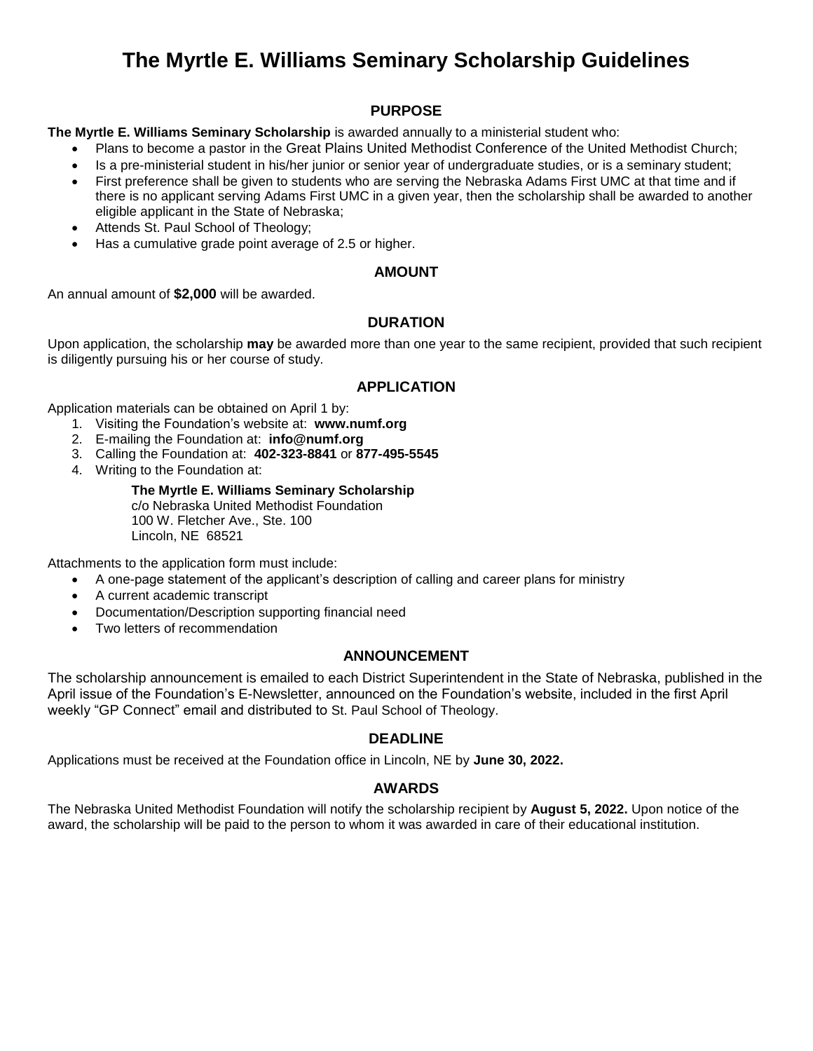# The Myrtle E. Williams Seminary Scholarship Guidelines

## PURPOSE

**The Myrtle E. Williams Seminary Scholarship** is awarded annually to a ministerial student who:

- Plans to become a pastor in the Great Plains United Methodist Conference of the United Methodist Church;
- Is a pre-ministerial student in his/her junior or senior year of undergraduate studies, or is a seminary student;
- First preference shall be given to students who are serving the Nebraska Adams First UMC at that time and if there is no applicant serving Adams First UMC in a given year, then the scholarship shall be awarded to another eligible applicant in the State of Nebraska;
- Attends St. Paul School of Theology;
- Has a cumulative grade point average of 2.5 or higher.

## AMOUNT

An annual amount of **$2,000** will be awarded.

## DURATION

Upon application, the scholarship **may** be awarded more than one year to the same recipient, provided that such recipient is diligently pursuing his or her course of study.

## APPLICATION

Application materials can be obtained on April 1 by:

1. Visiting the Foundation's website at: **www.numf.org**
2. E-mailing the Foundation at: **info@numf.org**
3. Calling the Foundation at: **402-323-8841** or **877-495-5545**
4. Writing to the Foundation at:

   **The Myrtle E. Williams Seminary Scholarship**
   c/o Nebraska United Methodist Foundation
   100 W. Fletcher Ave., Ste. 100
   Lincoln, NE 68521

Attachments to the application form must include:

- A one-page statement of the applicant's description of calling and career plans for ministry
- A current academic transcript
- Documentation/Description supporting financial need
- Two letters of recommendation

## ANNOUNCEMENT

The scholarship announcement is emailed to each District Superintendent in the State of Nebraska, published in the April issue of the Foundation's E-Newsletter, announced on the Foundation's website, included in the first April weekly "GP Connect" email and distributed to St. Paul School of Theology.

## DEADLINE

Applications must be received at the Foundation office in Lincoln, NE by **June 30, 2022.**

## AWARDS

The Nebraska United Methodist Foundation will notify the scholarship recipient by **August 5, 2022.** Upon notice of the award, the scholarship will be paid to the person to whom it was awarded in care of their educational institution.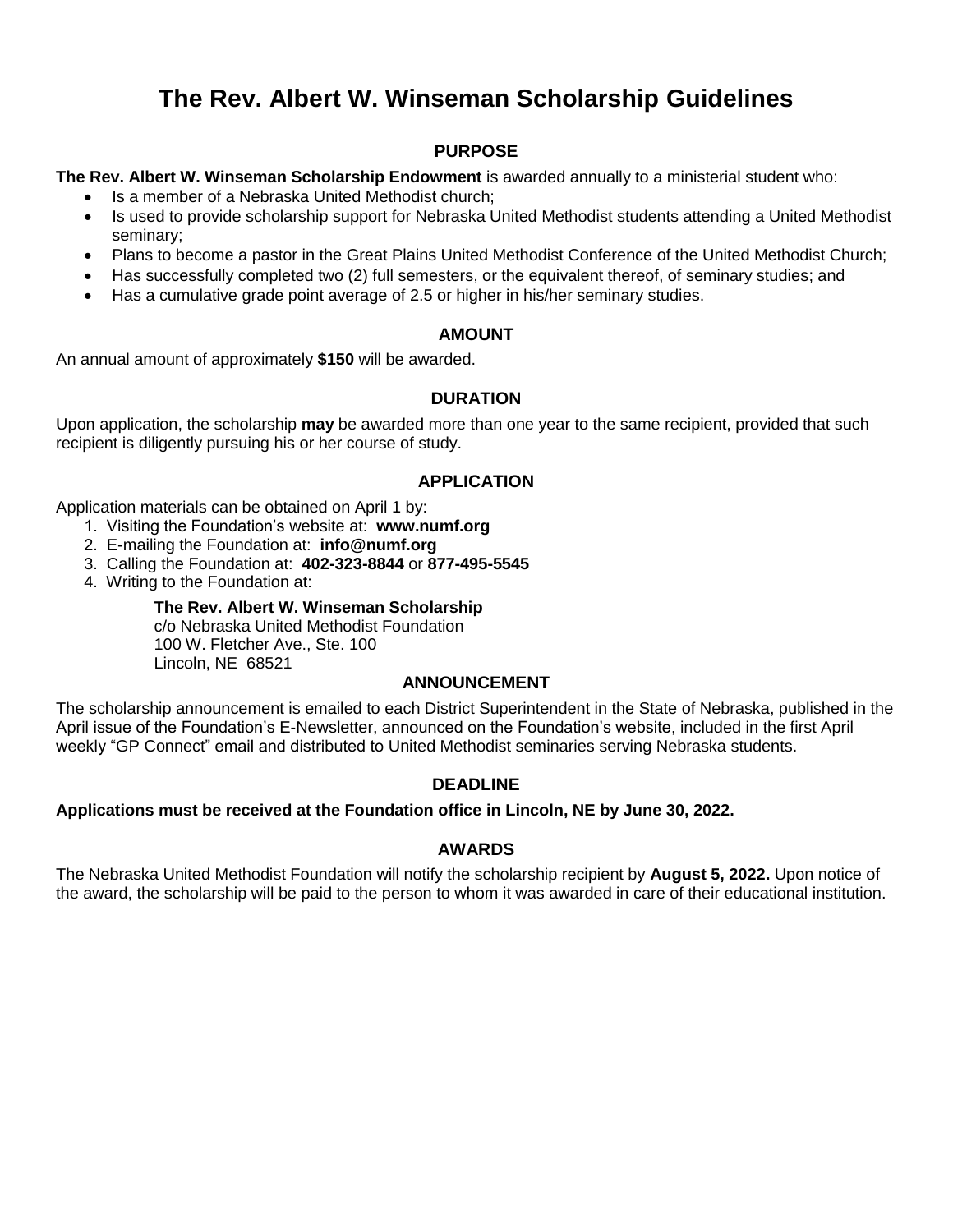# The Rev. Albert W. Winseman Scholarship Guidelines

## PURPOSE

**The Rev. Albert W. Winseman Scholarship Endowment** is awarded annually to a ministerial student who:

- Is a member of a Nebraska United Methodist church;
- Is used to provide scholarship support for Nebraska United Methodist students attending a United Methodist seminary;
- Plans to become a pastor in the Great Plains United Methodist Conference of the United Methodist Church;
- Has successfully completed two (2) full semesters, or the equivalent thereof, of seminary studies; and
- Has a cumulative grade point average of 2.5 or higher in his/her seminary studies.

## AMOUNT

An annual amount of approximately **$150** will be awarded.

## DURATION

Upon application, the scholarship **may** be awarded more than one year to the same recipient, provided that such recipient is diligently pursuing his or her course of study.

## APPLICATION

Application materials can be obtained on April 1 by:

1. Visiting the Foundation's website at: **www.numf.org**
2. E-mailing the Foundation at: **info@numf.org**
3. Calling the Foundation at: **402-323-8844** or **877-495-5545**
4. Writing to the Foundation at:

    **The Rev. Albert W. Winseman Scholarship**
    c/o Nebraska United Methodist Foundation
    100 W. Fletcher Ave., Ste. 100
    Lincoln, NE 68521

## ANNOUNCEMENT

The scholarship announcement is emailed to each District Superintendent in the State of Nebraska, published in the April issue of the Foundation's E-Newsletter, announced on the Foundation's website, included in the first April weekly "GP Connect" email and distributed to United Methodist seminaries serving Nebraska students.

## DEADLINE

**Applications must be received at the Foundation office in Lincoln, NE by June 30, 2022.**

## AWARDS

The Nebraska United Methodist Foundation will notify the scholarship recipient by **August 5, 2022.** Upon notice of the award, the scholarship will be paid to the person to whom it was awarded in care of their educational institution.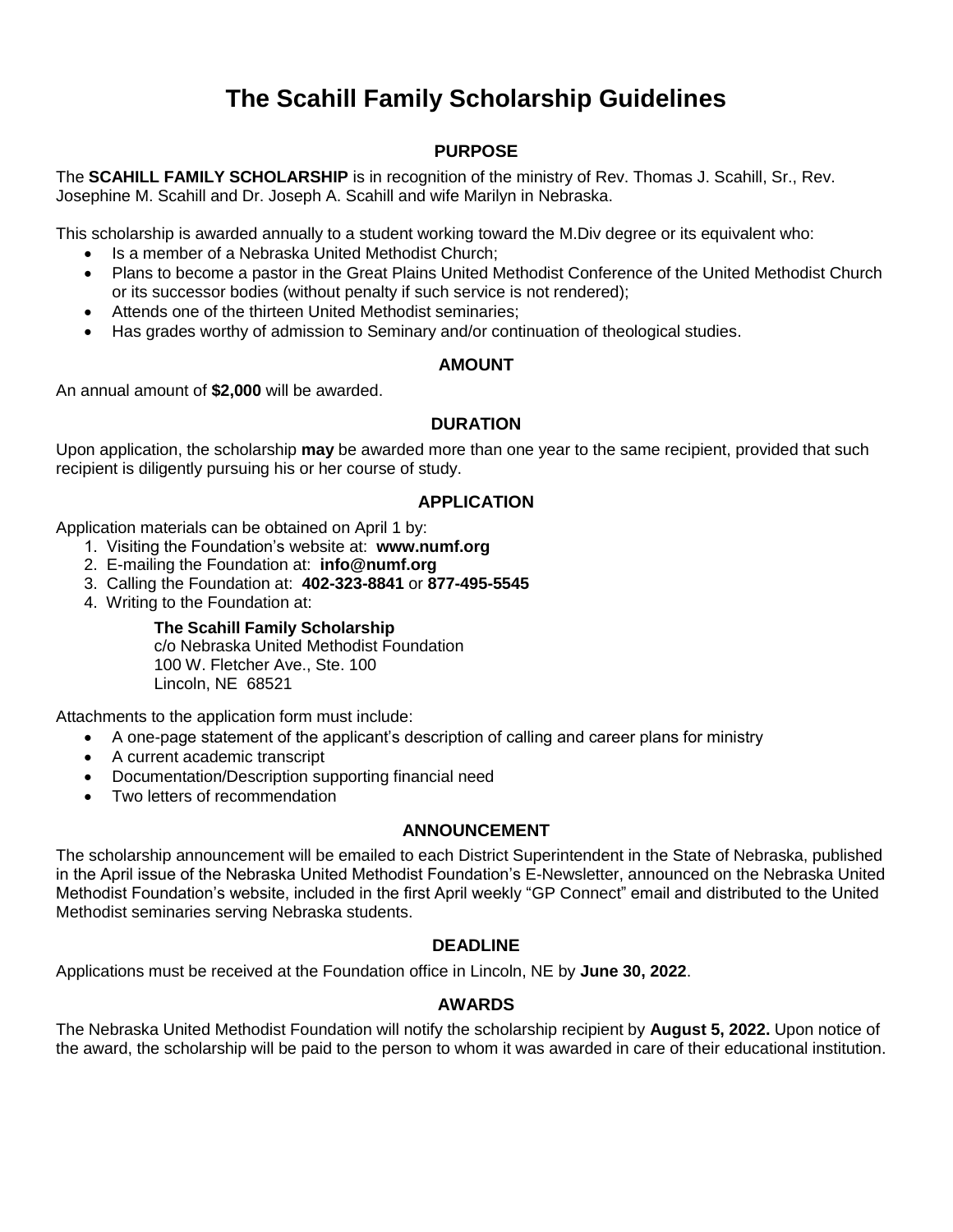# The Scahill Family Scholarship Guidelines

## PURPOSE

The **SCAHILL FAMILY SCHOLARSHIP** is in recognition of the ministry of Rev. Thomas J. Scahill, Sr., Rev. Josephine M. Scahill and Dr. Joseph A. Scahill and wife Marilyn in Nebraska.

This scholarship is awarded annually to a student working toward the M.Div degree or its equivalent who:

- Is a member of a Nebraska United Methodist Church;
- Plans to become a pastor in the Great Plains United Methodist Conference of the United Methodist Church or its successor bodies (without penalty if such service is not rendered);
- Attends one of the thirteen United Methodist seminaries;
- Has grades worthy of admission to Seminary and/or continuation of theological studies.

## AMOUNT

An annual amount of **$2,000** will be awarded.

## DURATION

Upon application, the scholarship **may** be awarded more than one year to the same recipient, provided that such recipient is diligently pursuing his or her course of study.

## APPLICATION

Application materials can be obtained on April 1 by:

1. Visiting the Foundation's website at: **www.numf.org**
2. E-mailing the Foundation at: **info@numf.org**
3. Calling the Foundation at: **402-323-8841** or **877-495-5545**
4. Writing to the Foundation at:

   **The Scahill Family Scholarship**
   c/o Nebraska United Methodist Foundation
   100 W. Fletcher Ave., Ste. 100
   Lincoln, NE 68521

Attachments to the application form must include:

- A one-page statement of the applicant's description of calling and career plans for ministry
- A current academic transcript
- Documentation/Description supporting financial need
- Two letters of recommendation

## ANNOUNCEMENT

The scholarship announcement will be emailed to each District Superintendent in the State of Nebraska, published in the April issue of the Nebraska United Methodist Foundation's E-Newsletter, announced on the Nebraska United Methodist Foundation's website, included in the first April weekly "GP Connect" email and distributed to the United Methodist seminaries serving Nebraska students.

## DEADLINE

Applications must be received at the Foundation office in Lincoln, NE by **June 30, 2022**.

## AWARDS

The Nebraska United Methodist Foundation will notify the scholarship recipient by **August 5, 2022.** Upon notice of the award, the scholarship will be paid to the person to whom it was awarded in care of their educational institution.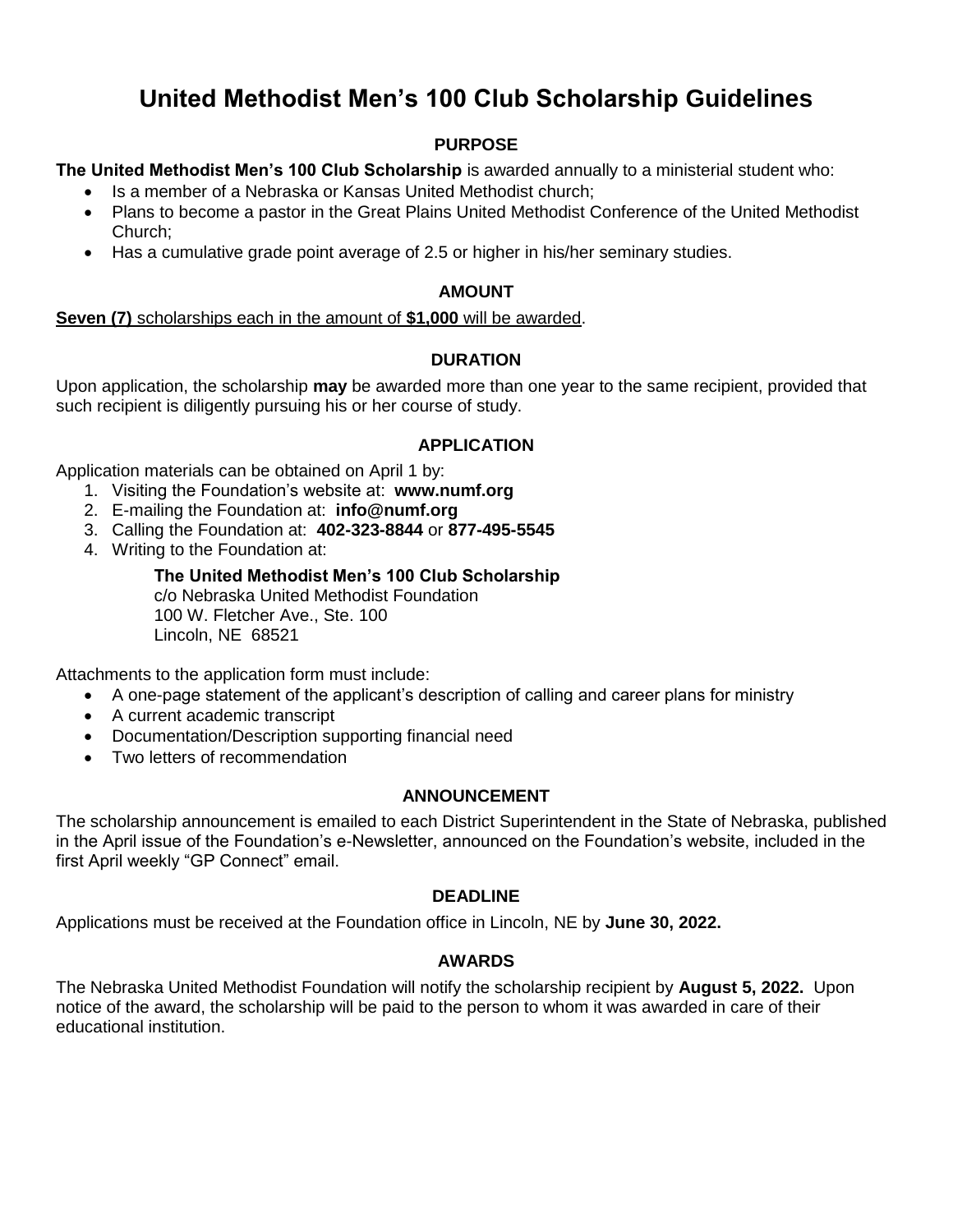# United Methodist Men's 100 Club Scholarship Guidelines

## PURPOSE

**The United Methodist Men's 100 Club Scholarship** is awarded annually to a ministerial student who:

- Is a member of a Nebraska or Kansas United Methodist church;
- Plans to become a pastor in the Great Plains United Methodist Conference of the United Methodist Church;
- Has a cumulative grade point average of 2.5 or higher in his/her seminary studies.

## AMOUNT

<u>**Seven (7)** scholarships each in the amount of **$1,000** will be awarded</u>.

## DURATION

Upon application, the scholarship **may** be awarded more than one year to the same recipient, provided that such recipient is diligently pursuing his or her course of study.

## APPLICATION

Application materials can be obtained on April 1 by:

1. Visiting the Foundation's website at: **www.numf.org**
2. E-mailing the Foundation at: **info@numf.org**
3. Calling the Foundation at: **402-323-8844** or **877-495-5545**
4. Writing to the Foundation at:

   **The United Methodist Men's 100 Club Scholarship**
   c/o Nebraska United Methodist Foundation
   100 W. Fletcher Ave., Ste. 100
   Lincoln, NE 68521

Attachments to the application form must include:

- A one-page statement of the applicant's description of calling and career plans for ministry
- A current academic transcript
- Documentation/Description supporting financial need
- Two letters of recommendation

## ANNOUNCEMENT

The scholarship announcement is emailed to each District Superintendent in the State of Nebraska, published in the April issue of the Foundation's e-Newsletter, announced on the Foundation's website, included in the first April weekly "GP Connect" email.

## DEADLINE

Applications must be received at the Foundation office in Lincoln, NE by **June 30, 2022.**

## AWARDS

The Nebraska United Methodist Foundation will notify the scholarship recipient by **August 5, 2022.** Upon notice of the award, the scholarship will be paid to the person to whom it was awarded in care of their educational institution.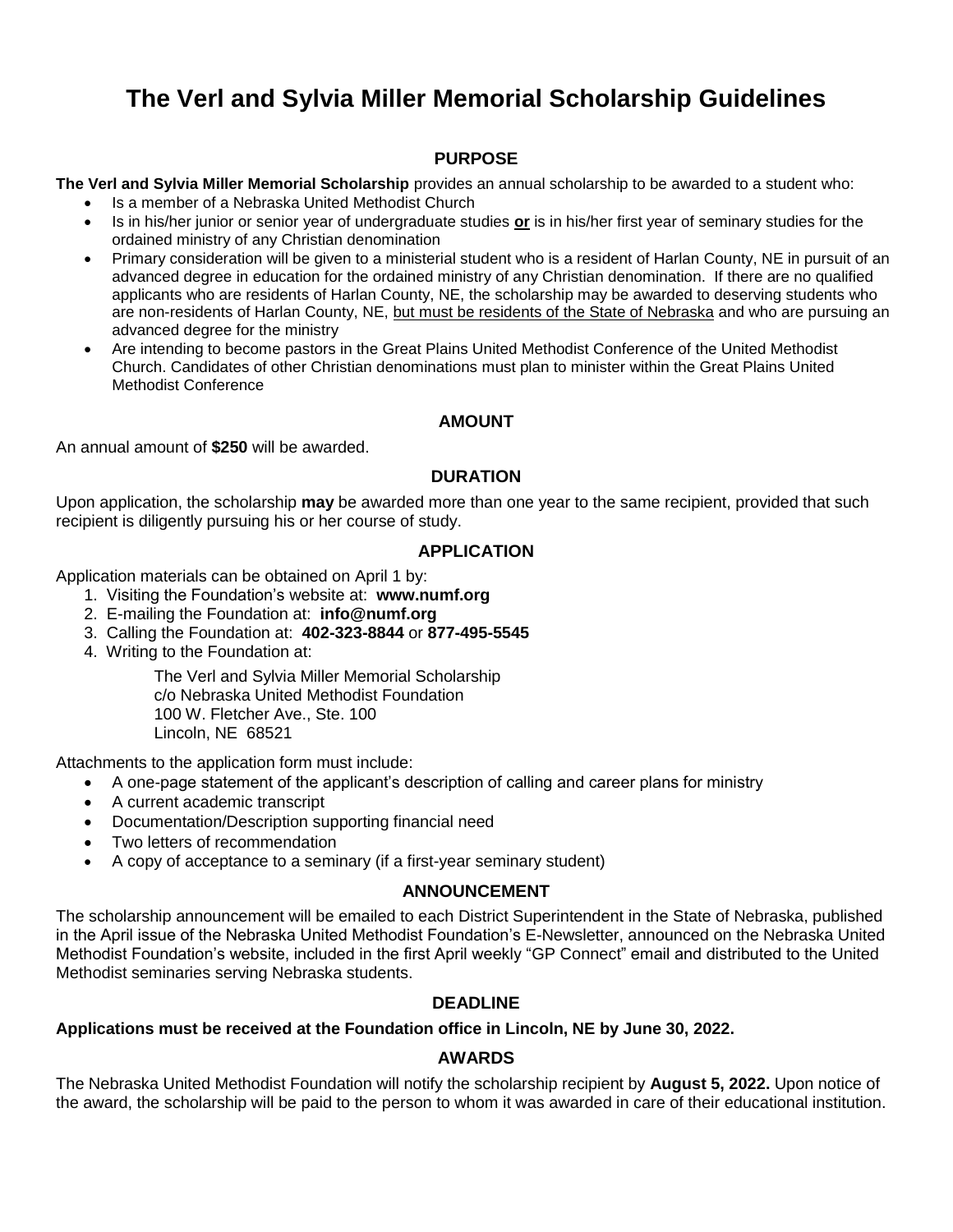# The Verl and Sylvia Miller Memorial Scholarship Guidelines

## PURPOSE

**The Verl and Sylvia Miller Memorial Scholarship** provides an annual scholarship to be awarded to a student who:

- Is a member of a Nebraska United Methodist Church
- Is in his/her junior or senior year of undergraduate studies **or** is in his/her first year of seminary studies for the ordained ministry of any Christian denomination
- Primary consideration will be given to a ministerial student who is a resident of Harlan County, NE, in pursuit of an advanced degree in education for the ordained ministry of any Christian denomination. If there are no qualified applicants who are residents of Harlan County, NE, the scholarship may be awarded to deserving students who are non-residents of Harlan County, NE, but must be residents of the State of Nebraska and who are pursuing an advanced degree for the ministry
- Are intending to become pastors in the Great Plains United Methodist Conference of the United Methodist Church. Candidates of other Christian denominations must plan to minister within the Great Plains United Methodist Conference

## AMOUNT

An annual amount of **$250** will be awarded.

## DURATION

Upon application, the scholarship **may** be awarded more than one year to the same recipient, provided that such recipient is diligently pursuing his or her course of study.

## APPLICATION

Application materials can be obtained on April 1 by:

1. Visiting the Foundation's website at: **www.numf.org**
2. E-mailing the Foundation at: **info@numf.org**
3. Calling the Foundation at: **402-323-8844** or **877-495-5545**
4. Writing to the Foundation at:

   The Verl and Sylvia Miller Memorial Scholarship
   c/o Nebraska United Methodist Foundation
   100 W. Fletcher Ave., Ste. 100
   Lincoln, NE 68521

Attachments to the application form must include:

- A one-page statement of the applicant's description of calling and career plans for ministry
- A current academic transcript
- Documentation/Description supporting financial need
- Two letters of recommendation
- A copy of acceptance to a seminary (if a first-year seminary student)

## ANNOUNCEMENT

The scholarship announcement will be emailed to each District Superintendent in the State of Nebraska, published in the April issue of the Nebraska United Methodist Foundation's E-Newsletter, announced on the Nebraska United Methodist Foundation's website, included in the first April weekly "GP Connect" email and distributed to the United Methodist seminaries serving Nebraska students.

## DEADLINE

**Applications must be received at the Foundation office in Lincoln, NE by June 30, 2022.**

## AWARDS

The Nebraska United Methodist Foundation will notify the scholarship recipient by **August 5, 2022.** Upon notice of the award, the scholarship will be paid to the person to whom it was awarded in care of their educational institution.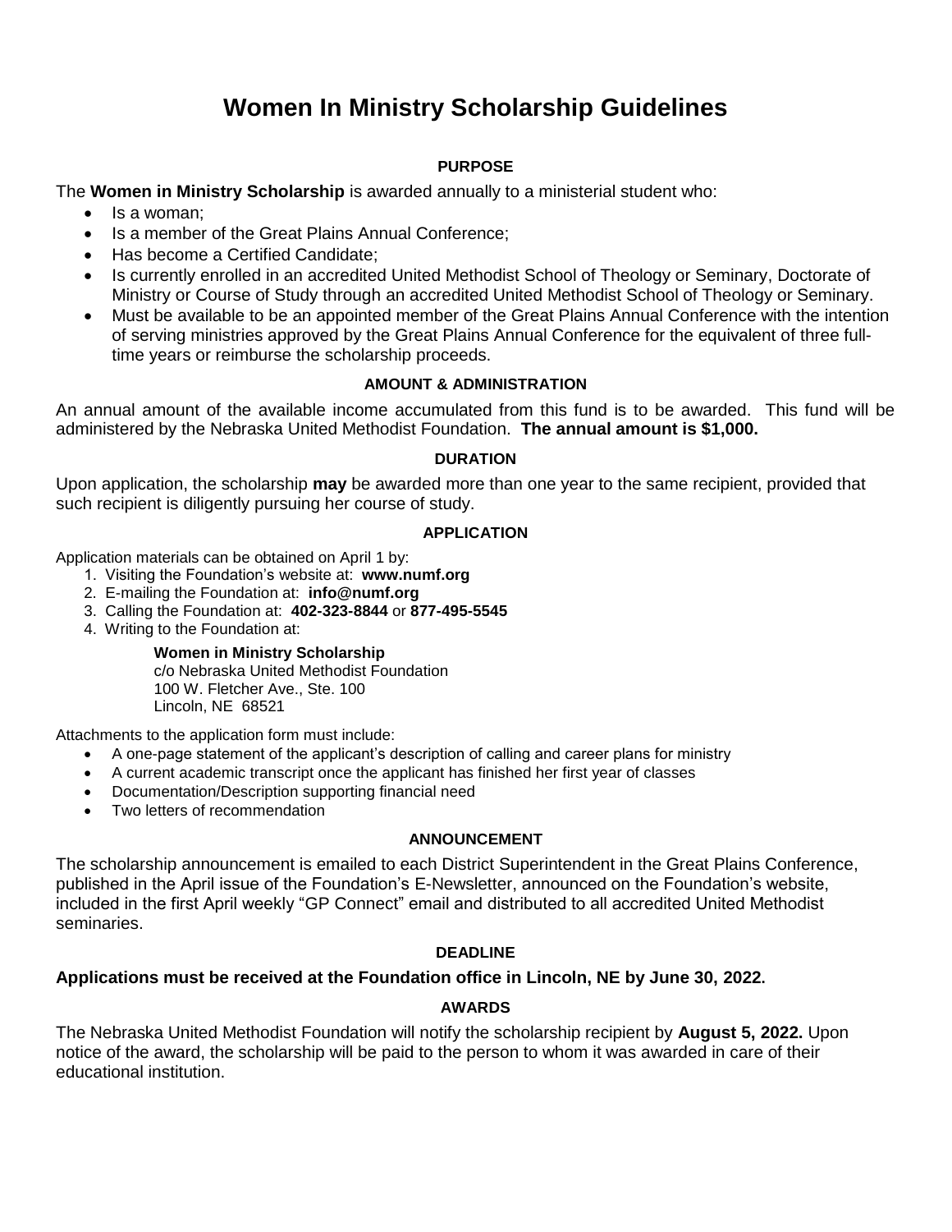# Women In Ministry Scholarship Guidelines

### PURPOSE

The **Women in Ministry Scholarship** is awarded annually to a ministerial student who:

- Is a woman;
- Is a member of the Great Plains Annual Conference;
- Has become a Certified Candidate;
- Is currently enrolled in an accredited United Methodist School of Theology or Seminary, Doctorate of Ministry or Course of Study through an accredited United Methodist School of Theology or Seminary.
- Must be available to be an appointed member of the Great Plains Annual Conference with the intention of serving ministries approved by the Great Plains Annual Conference for the equivalent of three full-time years or reimburse the scholarship proceeds.

### AMOUNT & ADMINISTRATION

An annual amount of the available income accumulated from this fund is to be awarded. This fund will be administered by the Nebraska United Methodist Foundation. **The annual amount is $1,000.**

### DURATION

Upon application, the scholarship **may** be awarded more than one year to the same recipient, provided that such recipient is diligently pursuing her course of study.

### APPLICATION

Application materials can be obtained on April 1 by:

1. Visiting the Foundation's website at: **www.numf.org**
2. E-mailing the Foundation at: **info@numf.org**
3. Calling the Foundation at: **402-323-8844** or **877-495-5545**
4. Writing to the Foundation at:

   **Women in Ministry Scholarship**
   c/o Nebraska United Methodist Foundation
   100 W. Fletcher Ave., Ste. 100
   Lincoln, NE 68521

Attachments to the application form must include:

- A one-page statement of the applicant's description of calling and career plans for ministry
- A current academic transcript once the applicant has finished her first year of classes
- Documentation/Description supporting financial need
- Two letters of recommendation

### ANNOUNCEMENT

The scholarship announcement is emailed to each District Superintendent in the Great Plains Conference, published in the April issue of the Foundation's E-Newsletter, announced on the Foundation's website, included in the first April weekly "GP Connect" email and distributed to all accredited United Methodist seminaries.

### DEADLINE

**Applications must be received at the Foundation office in Lincoln, NE by June 30, 2022.**

### AWARDS

The Nebraska United Methodist Foundation will notify the scholarship recipient by **August 5, 2022.** Upon notice of the award, the scholarship will be paid to the person to whom it was awarded in care of their educational institution.